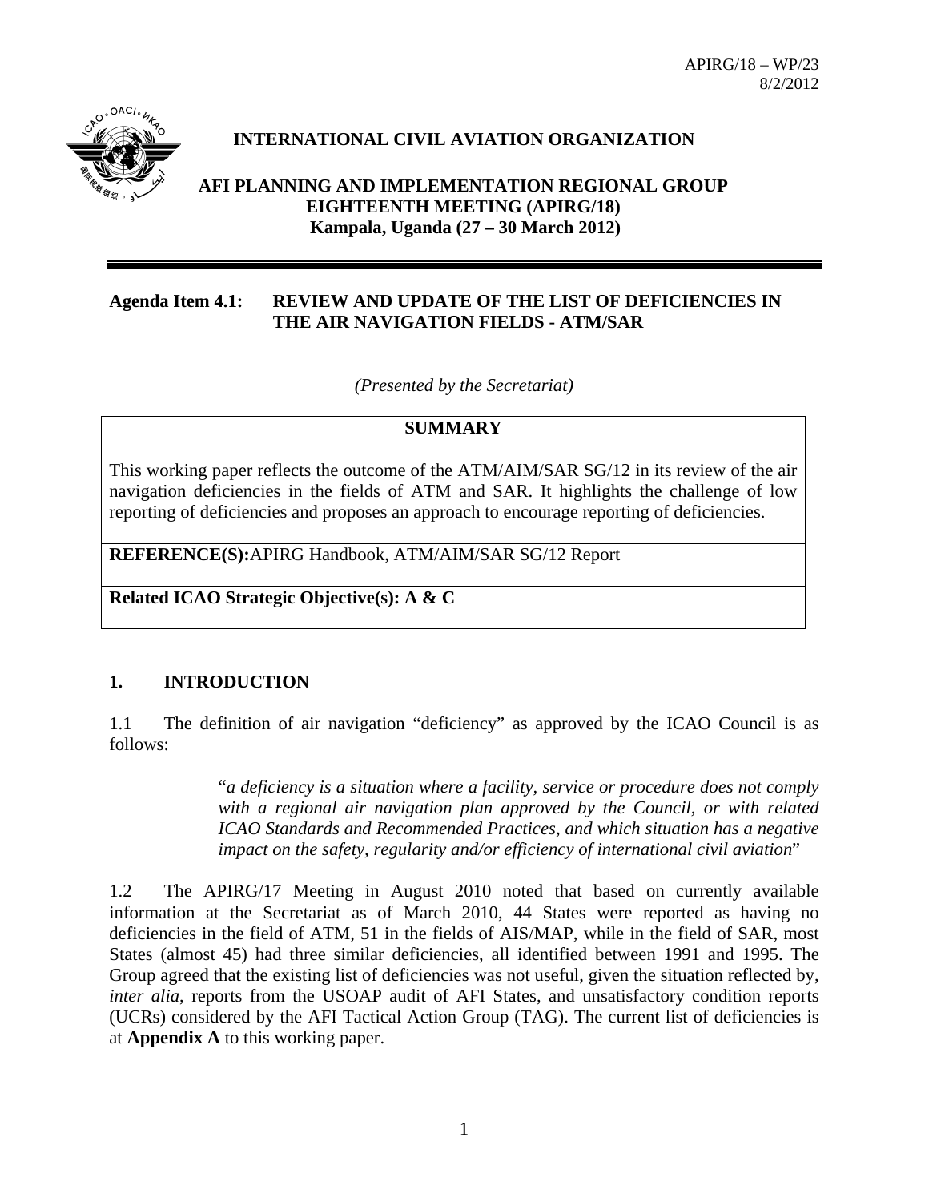APIRG/18 – WP/23
8/2/2012

# INTERNATIONAL CIVIL AVIATION ORGANIZATION

## AFI PLANNING AND IMPLEMENTATION REGIONAL GROUP EIGHTEENTH MEETING (APIRG/18)
## Kampala, Uganda (27 – 30 March 2012)

---

**Agenda Item 4.1: REVIEW AND UPDATE OF THE LIST OF DEFICIENCIES IN THE AIR NAVIGATION FIELDS - ATM/SAR**

*(Presented by the Secretariat)*

| SUMMARY |
|---|
| This working paper reflects the outcome of the ATM/AIM/SAR SG/12 in its review of the air navigation deficiencies in the fields of ATM and SAR. It highlights the challenge of low reporting of deficiencies and proposes an approach to encourage reporting of deficiencies. |
| **REFERENCE(S):**APIRG Handbook, ATM/AIM/SAR SG/12 Report |
| **Related ICAO Strategic Objective(s): A & C** |

## 1. INTRODUCTION

1.1 The definition of air navigation "deficiency" as approved by the ICAO Council is as follows:

> "*a deficiency is a situation where a facility, service or procedure does not comply with a regional air navigation plan approved by the Council, or with related ICAO Standards and Recommended Practices, and which situation has a negative impact on the safety, regularity and/or efficiency of international civil aviation*"

1.2 The APIRG/17 Meeting in August 2010 noted that based on currently available information at the Secretariat as of March 2010, 44 States were reported as having no deficiencies in the field of ATM, 51 in the fields of AIS/MAP, while in the field of SAR, most States (almost 45) had three similar deficiencies, all identified between 1991 and 1995. The Group agreed that the existing list of deficiencies was not useful, given the situation reflected by, *inter alia*, reports from the USOAP audit of AFI States, and unsatisfactory condition reports (UCRs) considered by the AFI Tactical Action Group (TAG). The current list of deficiencies is at **Appendix A** to this working paper.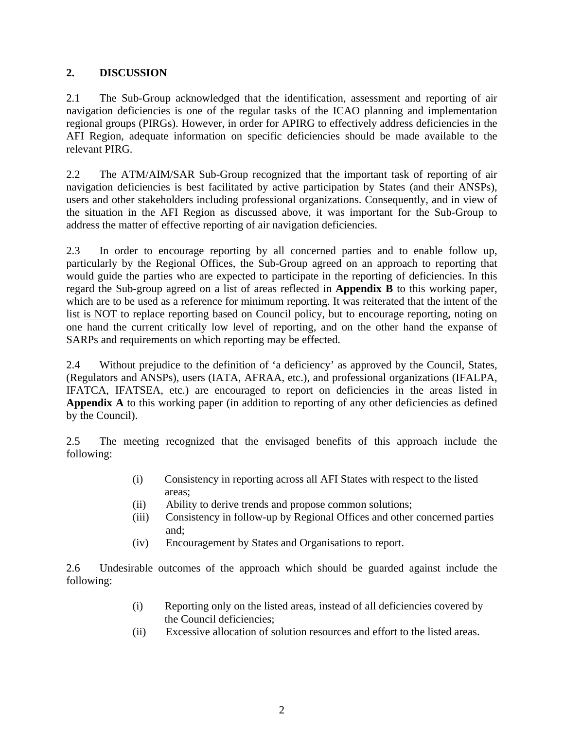## 2. DISCUSSION

2.1 The Sub-Group acknowledged that the identification, assessment and reporting of air navigation deficiencies is one of the regular tasks of the ICAO planning and implementation regional groups (PIRGs). However, in order for APIRG to effectively address deficiencies in the AFI Region, adequate information on specific deficiencies should be made available to the relevant PIRG.

2.2 The ATM/AIM/SAR Sub-Group recognized that the important task of reporting of air navigation deficiencies is best facilitated by active participation by States (and their ANSPs), users and other stakeholders including professional organizations. Consequently, and in view of the situation in the AFI Region as discussed above, it was important for the Sub-Group to address the matter of effective reporting of air navigation deficiencies.

2.3 In order to encourage reporting by all concerned parties and to enable follow up, particularly by the Regional Offices, the Sub-Group agreed on an approach to reporting that would guide the parties who are expected to participate in the reporting of deficiencies. In this regard the Sub-group agreed on a list of areas reflected in **Appendix B** to this working paper, which are to be used as a reference for minimum reporting. It was reiterated that the intent of the list <u>is NOT</u> to replace reporting based on Council policy, but to encourage reporting, noting on one hand the current critically low level of reporting, and on the other hand the expanse of SARPs and requirements on which reporting may be effected.

2.4 Without prejudice to the definition of 'a deficiency' as approved by the Council, States, (Regulators and ANSPs), users (IATA, AFRAA, etc.), and professional organizations (IFALPA, IFATCA, IFATSEA, etc.) are encouraged to report on deficiencies in the areas listed in **Appendix A** to this working paper (in addition to reporting of any other deficiencies as defined by the Council).

2.5 The meeting recognized that the envisaged benefits of this approach include the following:

(i) Consistency in reporting across all AFI States with respect to the listed areas;
(ii) Ability to derive trends and propose common solutions;
(iii) Consistency in follow-up by Regional Offices and other concerned parties and;
(iv) Encouragement by States and Organisations to report.

2.6 Undesirable outcomes of the approach which should be guarded against include the following:

(i) Reporting only on the listed areas, instead of all deficiencies covered by the Council deficiencies;
(ii) Excessive allocation of solution resources and effort to the listed areas.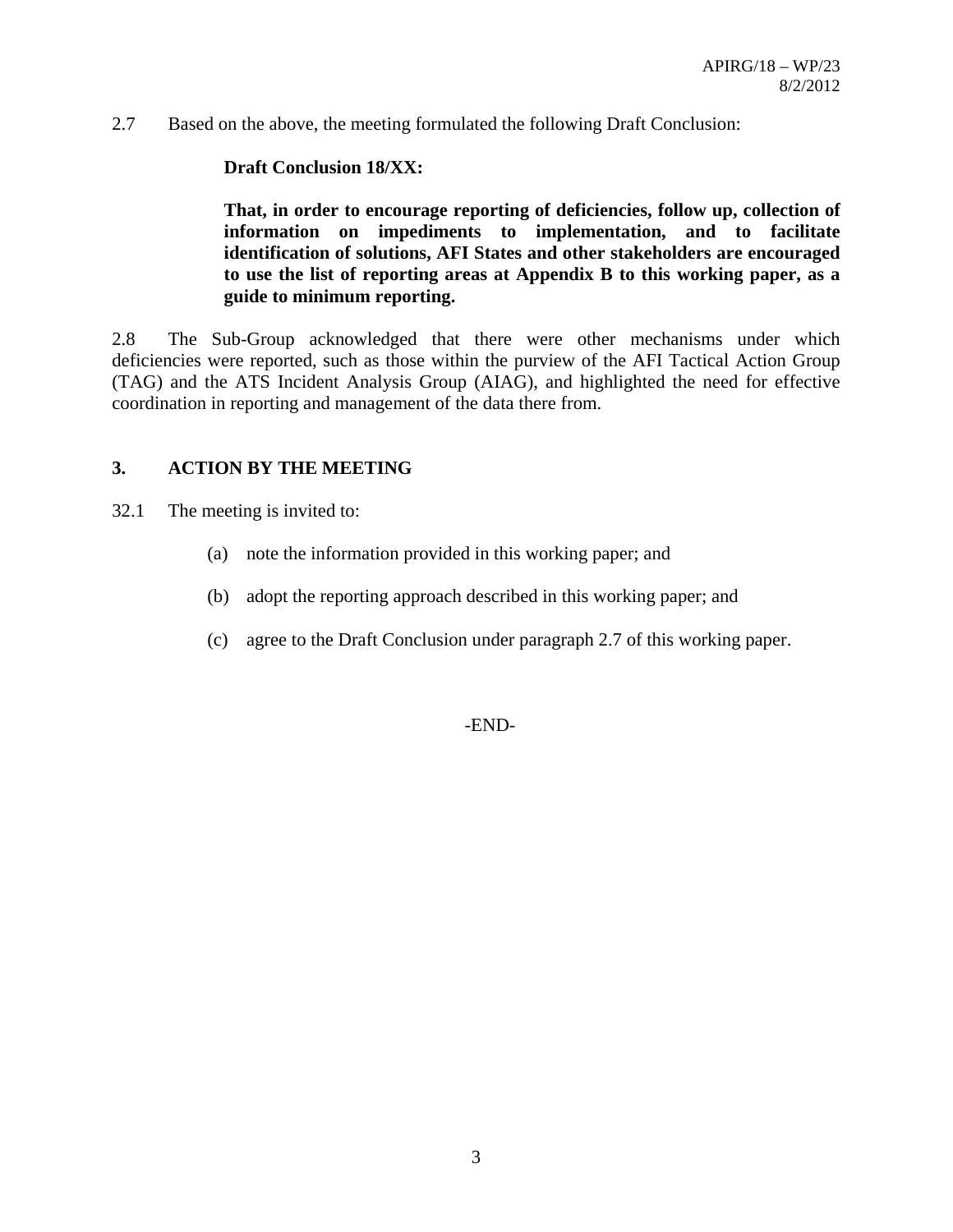2.7 Based on the above, the meeting formulated the following Draft Conclusion:

**Draft Conclusion 18/XX:**

**That, in order to encourage reporting of deficiencies, follow up, collection of information on impediments to implementation, and to facilitate identification of solutions, AFI States and other stakeholders are encouraged to use the list of reporting areas at Appendix B to this working paper, as a guide to minimum reporting.**

2.8 The Sub-Group acknowledged that there were other mechanisms under which deficiencies were reported, such as those within the purview of the AFI Tactical Action Group (TAG) and the ATS Incident Analysis Group (AIAG), and highlighted the need for effective coordination in reporting and management of the data there from.

## 3. ACTION BY THE MEETING

32.1 The meeting is invited to:

(a) note the information provided in this working paper; and

(b) adopt the reporting approach described in this working paper; and

(c) agree to the Draft Conclusion under paragraph 2.7 of this working paper.

-END-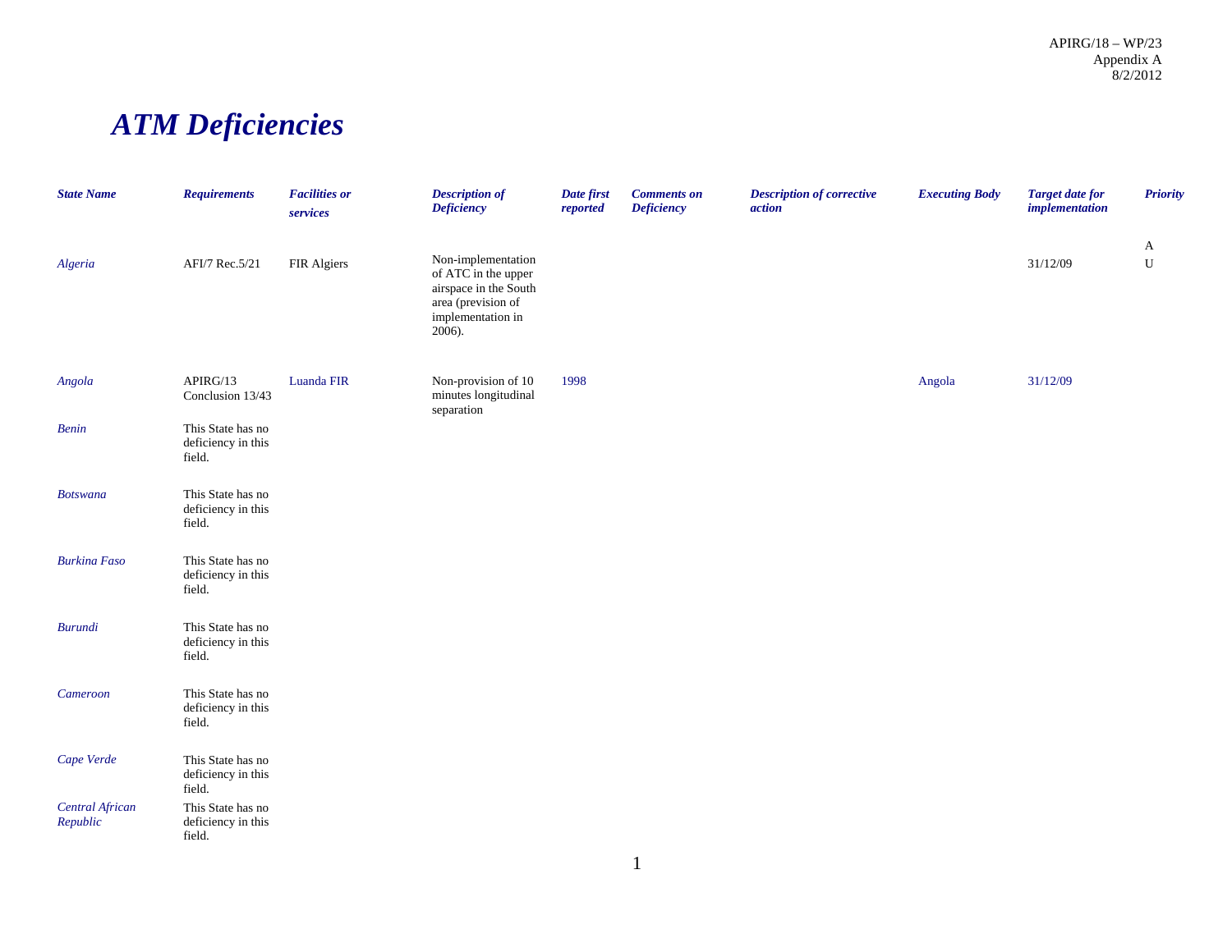APIRG/18 – WP/23
Appendix A
8/2/2012

# *ATM Deficiencies*

| *State Name* | *Requirements* | *Facilities or services* | *Description of Deficiency* | *Date first reported* | *Comments on Deficiency* | *Description of corrective action* | *Executing Body* | *Target date for implementation* | *Priority* |
|---|---|---|---|---|---|---|---|---|---|
| *Algeria* | AFI/7 Rec.5/21 | FIR Algiers | Non-implementation of ATC in the upper airspace in the South area (prevision of implementation in 2006). | | | | | 31/12/09 | A U |
| *Angola* | APIRG/13 Conclusion 13/43 | Luanda FIR | Non-provision of 10 minutes longitudinal separation | 1998 | | | Angola | 31/12/09 | |
| *Benin* | This State has no deficiency in this field. | | | | | | | | |
| *Botswana* | This State has no deficiency in this field. | | | | | | | | |
| *Burkina Faso* | This State has no deficiency in this field. | | | | | | | | |
| *Burundi* | This State has no deficiency in this field. | | | | | | | | |
| *Cameroon* | This State has no deficiency in this field. | | | | | | | | |
| *Cape Verde* | This State has no deficiency in this field. | | | | | | | | |
| *Central African Republic* | This State has no deficiency in this field. | | | | | | | | |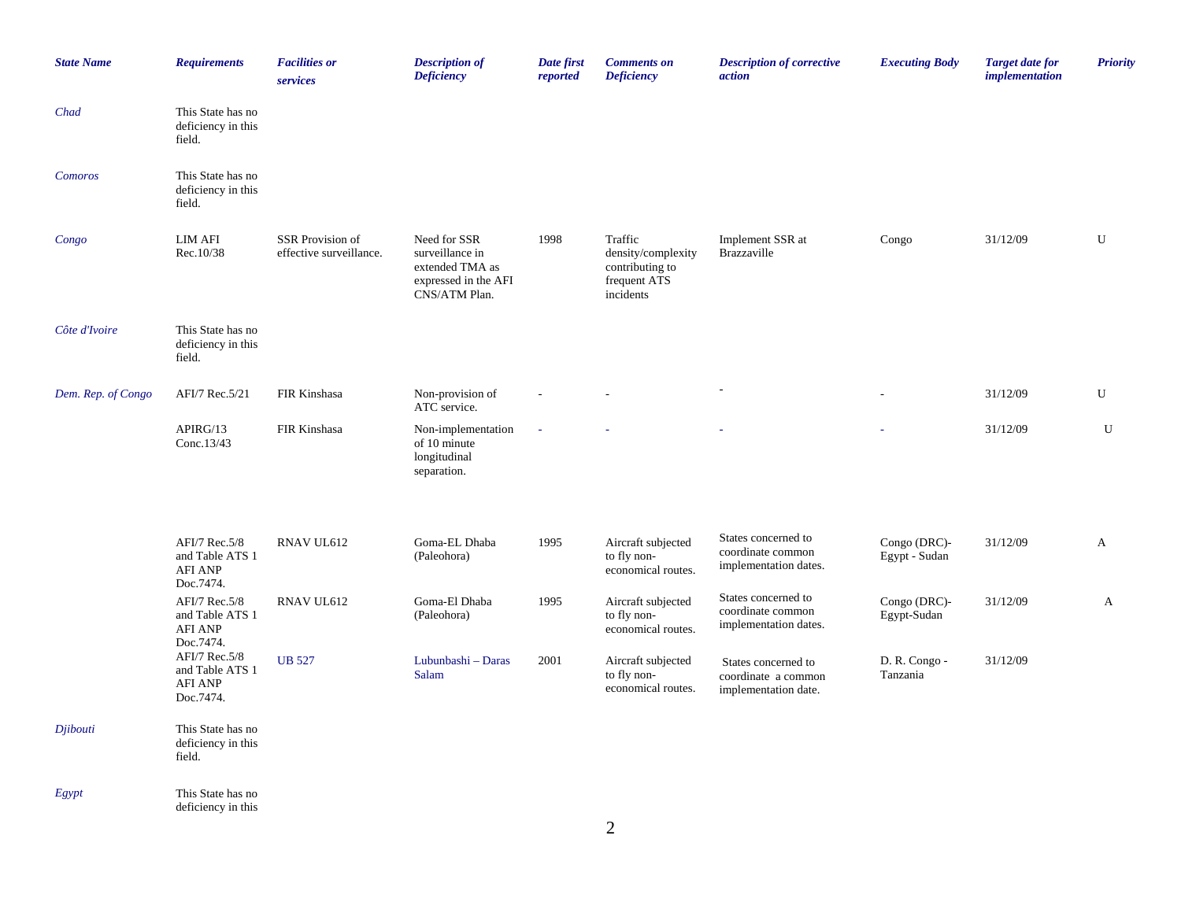| *State Name* | *Requirements* | *Facilities or services* | *Description of Deficiency* | *Date first reported* | *Comments on Deficiency* | *Description of corrective action* | *Executing Body* | *Target date for implementation* | *Priority* |
|---|---|---|---|---|---|---|---|---|---|
| *Chad* | This State has no deficiency in this field. | | | | | | | | |
| *Comoros* | This State has no deficiency in this field. | | | | | | | | |
| *Congo* | LIM AFI Rec.10/38 | SSR Provision of effective surveillance. | Need for SSR surveillance in extended TMA as expressed in the AFI CNS/ATM Plan. | 1998 | Traffic density/complexity contributing to frequent ATS incidents | Implement SSR at Brazzaville | Congo | 31/12/09 | U |
| *Côte d'Ivoire* | This State has no deficiency in this field. | | | | | | | | |
| *Dem. Rep. of Congo* | AFI/7 Rec.5/21 | FIR Kinshasa | Non-provision of ATC service. | - | - | - | - | 31/12/09 | U |
| | APIRG/13 Conc.13/43 | FIR Kinshasa | Non-implementation of 10 minute longitudinal separation. | - | - | - | - | 31/12/09 | U |
| | AFI/7 Rec.5/8 and Table ATS 1 AFI ANP Doc.7474. | RNAV UL612 | Goma-EL Dhaba (Paleohora) | 1995 | Aircraft subjected to fly non-economical routes. | States concerned to coordinate common implementation dates. | Congo (DRC)-Egypt - Sudan | 31/12/09 | A |
| | AFI/7 Rec.5/8 and Table ATS 1 AFI ANP Doc.7474. | RNAV UL612 | Goma-El Dhaba (Paleohora) | 1995 | Aircraft subjected to fly non-economical routes. | States concerned to coordinate common implementation dates. | Congo (DRC)-Egypt-Sudan | 31/12/09 | A |
| | AFI/7 Rec.5/8 and Table ATS 1 AFI ANP Doc.7474. | UB 527 | Lubunbashi – Daras Salam | 2001 | Aircraft subjected to fly non-economical routes. | States concerned to coordinate a common implementation date. | D. R. Congo - Tanzania | 31/12/09 | |
| *Djibouti* | This State has no deficiency in this field. | | | | | | | | |
| *Egypt* | This State has no deficiency in this | | | | | | | | |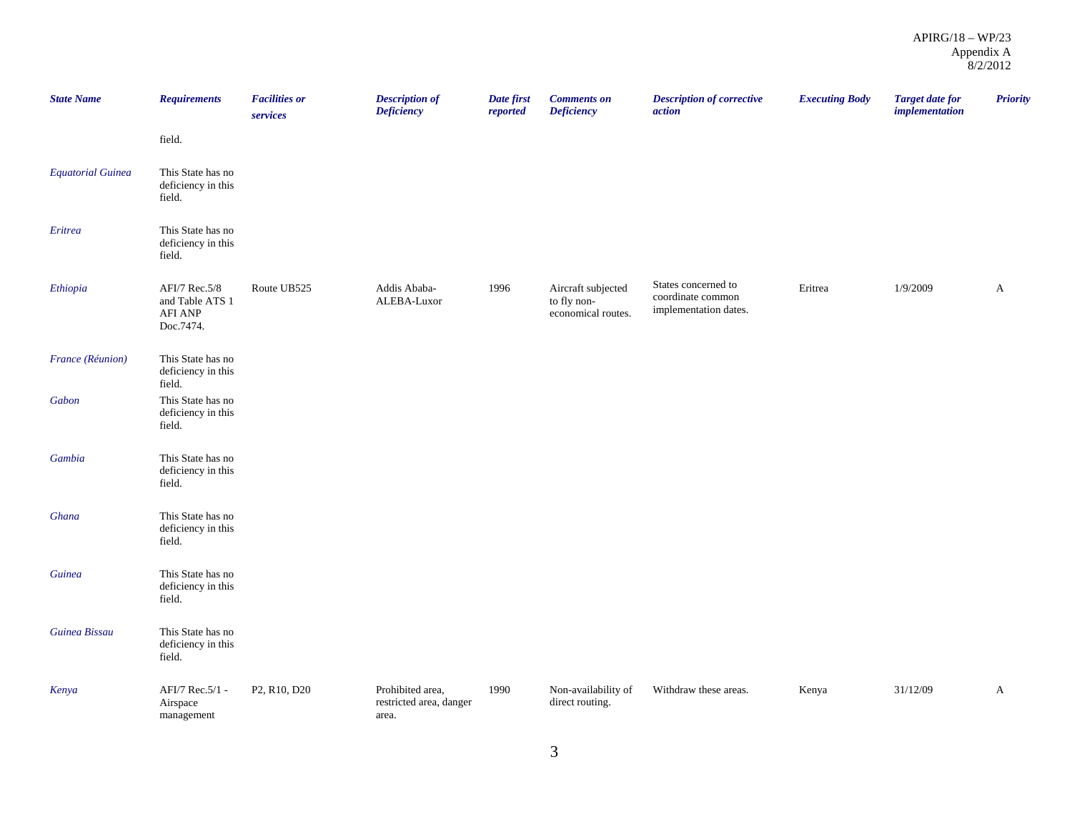| State Name | Requirements | Facilities or services | Description of Deficiency | Date first reported | Comments on Deficiency | Description of corrective action | Executing Body | Target date for implementation | Priority |
|---|---|---|---|---|---|---|---|---|---|
| | field. | | | | | | | | |
| *Equatorial Guinea* | This State has no deficiency in this field. | | | | | | | | |
| *Eritrea* | This State has no deficiency in this field. | | | | | | | | |
| *Ethiopia* | AFI/7 Rec.5/8 and Table ATS 1 AFI ANP Doc.7474. | Route UB525 | Addis Ababa-ALEBA-Luxor | 1996 | Aircraft subjected to fly non-economical routes. | States concerned to coordinate common implementation dates. | Eritrea | 1/9/2009 | A |
| *France (Réunion)* | This State has no deficiency in this field. | | | | | | | | |
| *Gabon* | This State has no deficiency in this field. | | | | | | | | |
| *Gambia* | This State has no deficiency in this field. | | | | | | | | |
| *Ghana* | This State has no deficiency in this field. | | | | | | | | |
| *Guinea* | This State has no deficiency in this field. | | | | | | | | |
| *Guinea Bissau* | This State has no deficiency in this field. | | | | | | | | |
| *Kenya* | AFI/7 Rec.5/1 - Airspace management | P2, R10, D20 | Prohibited area, restricted area, danger area. | 1990 | Non-availability of direct routing. | Withdraw these areas. | Kenya | 31/12/09 | A |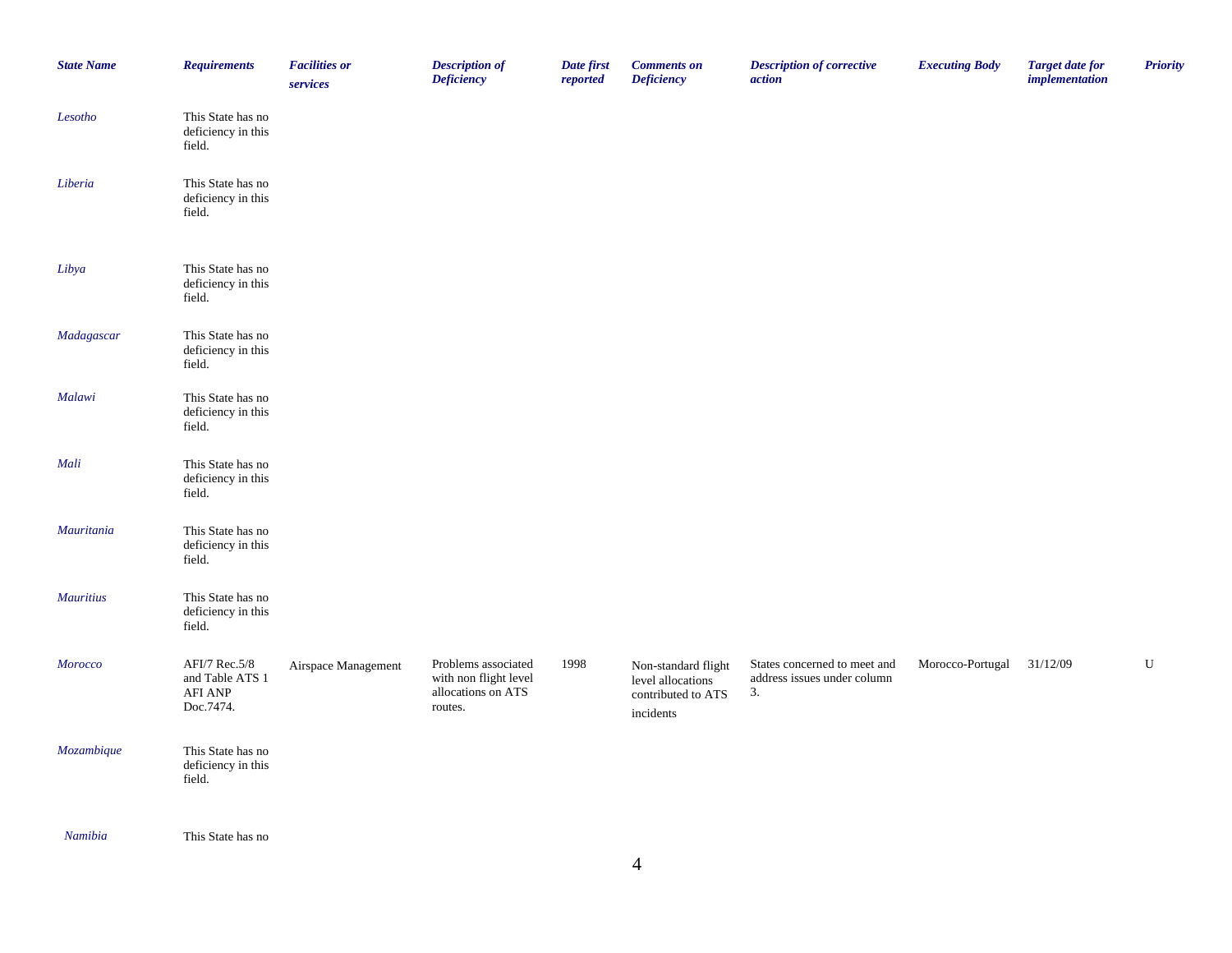| State Name | Requirements | Facilities or services | Description of Deficiency | Date first reported | Comments on Deficiency | Description of corrective action | Executing Body | Target date for implementation | Priority |
|---|---|---|---|---|---|---|---|---|---|
| *Lesotho* | This State has no deficiency in this field. | | | | | | | | |
| *Liberia* | This State has no deficiency in this field. | | | | | | | | |
| *Libya* | This State has no deficiency in this field. | | | | | | | | |
| *Madagascar* | This State has no deficiency in this field. | | | | | | | | |
| *Malawi* | This State has no deficiency in this field. | | | | | | | | |
| *Mali* | This State has no deficiency in this field. | | | | | | | | |
| *Mauritania* | This State has no deficiency in this field. | | | | | | | | |
| *Mauritius* | This State has no deficiency in this field. | | | | | | | | |
| *Morocco* | AFI/7 Rec.5/8 and Table ATS 1 AFI ANP Doc.7474. | Airspace Management | Problems associated with non flight level allocations on ATS routes. | 1998 | Non-standard flight level allocations contributed to ATS incidents | States concerned to meet and address issues under column 3. | Morocco-Portugal | 31/12/09 | U |
| *Mozambique* | This State has no deficiency in this field. | | | | | | | | |
| *Namibia* | This State has no | | | | | | | | |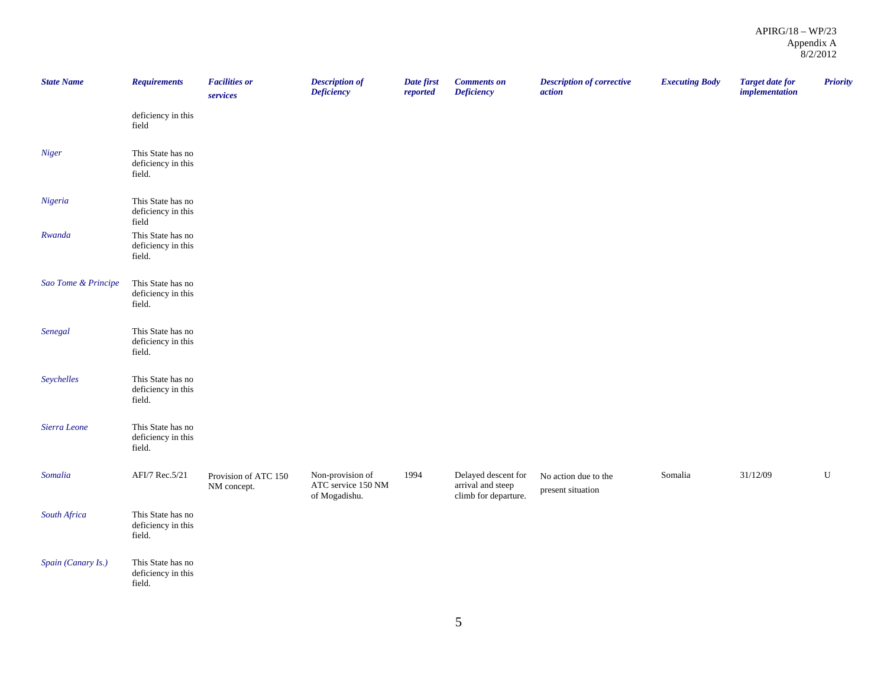| State Name | Requirements | Facilities or services | Description of Deficiency | Date first reported | Comments on Deficiency | Description of corrective action | Executing Body | Target date for implementation | Priority |
|---|---|---|---|---|---|---|---|---|---|
| | deficiency in this field | | | | | | | | |
| *Niger* | This State has no deficiency in this field. | | | | | | | | |
| *Nigeria* | This State has no deficiency in this field | | | | | | | | |
| *Rwanda* | This State has no deficiency in this field. | | | | | | | | |
| *Sao Tome & Principe* | This State has no deficiency in this field. | | | | | | | | |
| *Senegal* | This State has no deficiency in this field. | | | | | | | | |
| *Seychelles* | This State has no deficiency in this field. | | | | | | | | |
| *Sierra Leone* | This State has no deficiency in this field. | | | | | | | | |
| *Somalia* | AFI/7 Rec.5/21 | Provision of ATC 150 NM concept. | Non-provision of ATC service 150 NM of Mogadishu. | 1994 | Delayed descent for arrival and steep climb for departure. | No action due to the present situation | Somalia | 31/12/09 | U |
| *South Africa* | This State has no deficiency in this field. | | | | | | | | |
| *Spain (Canary Is.)* | This State has no deficiency in this field. | | | | | | | | |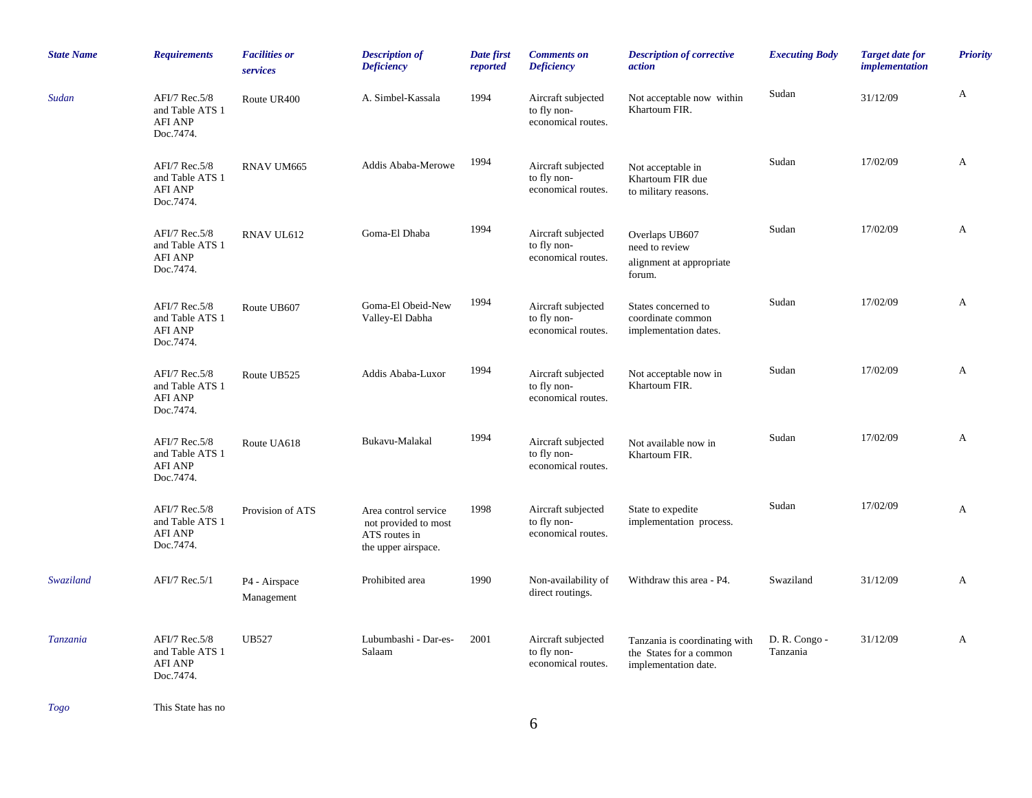| State Name | Requirements | Facilities or services | Description of Deficiency | Date first reported | Comments on Deficiency | Description of corrective action | Executing Body | Target date for implementation | Priority |
|---|---|---|---|---|---|---|---|---|---|
| Sudan | AFI/7 Rec.5/8 and Table ATS 1 AFI ANP Doc.7474. | Route UR400 | A. Simbel-Kassala | 1994 | Aircraft subjected to fly non-economical routes. | Not acceptable now within Khartoum FIR. | Sudan | 31/12/09 | A |
| | AFI/7 Rec.5/8 and Table ATS 1 AFI ANP Doc.7474. | RNAV UM665 | Addis Ababa-Merowe | 1994 | Aircraft subjected to fly non-economical routes. | Not acceptable in Khartoum FIR due to military reasons. | Sudan | 17/02/09 | A |
| | AFI/7 Rec.5/8 and Table ATS 1 AFI ANP Doc.7474. | RNAV UL612 | Goma-El Dhaba | 1994 | Aircraft subjected to fly non-economical routes. | Overlaps UB607 need to review alignment at appropriate forum. | Sudan | 17/02/09 | A |
| | AFI/7 Rec.5/8 and Table ATS 1 AFI ANP Doc.7474. | Route UB607 | Goma-El Obeid-New Valley-El Dabha | 1994 | Aircraft subjected to fly non-economical routes. | States concerned to coordinate common implementation dates. | Sudan | 17/02/09 | A |
| | AFI/7 Rec.5/8 and Table ATS 1 AFI ANP Doc.7474. | Route UB525 | Addis Ababa-Luxor | 1994 | Aircraft subjected to fly non-economical routes. | Not acceptable now in Khartoum FIR. | Sudan | 17/02/09 | A |
| | AFI/7 Rec.5/8 and Table ATS 1 AFI ANP Doc.7474. | Route UA618 | Bukavu-Malakal | 1994 | Aircraft subjected to fly non-economical routes. | Not available now in Khartoum FIR. | Sudan | 17/02/09 | A |
| | AFI/7 Rec.5/8 and Table ATS 1 AFI ANP Doc.7474. | Provision of ATS | Area control service not provided to most ATS routes in the upper airspace. | 1998 | Aircraft subjected to fly non-economical routes. | State to expedite implementation process. | Sudan | 17/02/09 | A |
| Swaziland | AFI/7 Rec.5/1 | P4 - Airspace Management | Prohibited area | 1990 | Non-availability of direct routings. | Withdraw this area - P4. | Swaziland | 31/12/09 | A |
| Tanzania | AFI/7 Rec.5/8 and Table ATS 1 AFI ANP Doc.7474. | UB527 | Lubumbashi - Dar-es-Salaam | 2001 | Aircraft subjected to fly non-economical routes. | Tanzania is coordinating with the States for a common implementation date. | D. R. Congo - Tanzania | 31/12/09 | A |
| Togo | This State has no | | | | | | | | |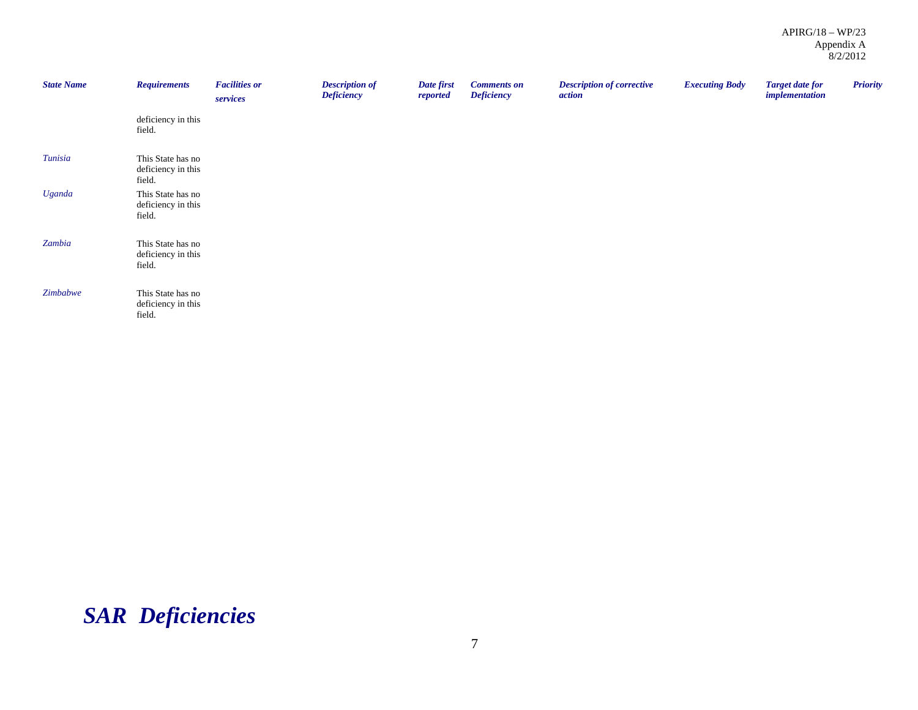| State Name | Requirements | Facilities or services | Description of Deficiency | Date first reported | Comments on Deficiency | Description of corrective action | Executing Body | Target date for implementation | Priority |
|---|---|---|---|---|---|---|---|---|---|
| | deficiency in this field. | | | | | | | | |
| Tunisia | This State has no deficiency in this field. | | | | | | | | |
| Uganda | This State has no deficiency in this field. | | | | | | | | |
| Zambia | This State has no deficiency in this field. | | | | | | | | |
| Zimbabwe | This State has no deficiency in this field. | | | | | | | | |

# *SAR Deficiencies*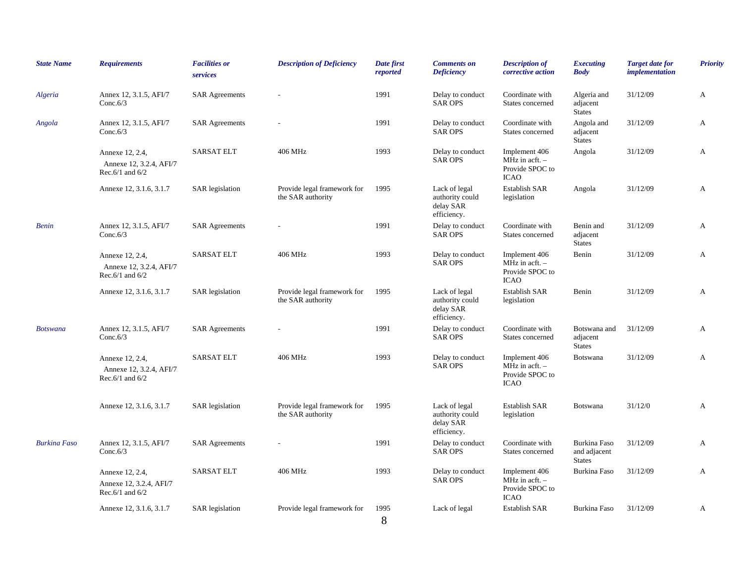| *State Name* | *Requirements* | *Facilities or services* | *Description of Deficiency* | *Date first reported* | *Comments on Deficiency* | *Description of corrective action* | *Executing Body* | *Target date for implementation* | *Priority* |
|---|---|---|---|---|---|---|---|---|---|
| *Algeria* | Annex 12, 3.1.5, AFI/7 Conc.6/3 | SAR Agreements | - | 1991 | Delay to conduct SAR OPS | Coordinate with States concerned | Algeria and adjacent States | 31/12/09 | A |
| *Angola* | Annex 12, 3.1.5, AFI/7 Conc.6/3 | SAR Agreements | - | 1991 | Delay to conduct SAR OPS | Coordinate with States concerned | Angola and adjacent States | 31/12/09 | A |
| | Annexe 12, 2.4, Annexe 12, 3.2.4, AFI/7 Rec.6/1 and 6/2 | SARSAT ELT | 406 MHz | 1993 | Delay to conduct SAR OPS | Implement 406 MHz in acft. – Provide SPOC to ICAO | Angola | 31/12/09 | A |
| | Annexe 12, 3.1.6, 3.1.7 | SAR legislation | Provide legal framework for the SAR authority | 1995 | Lack of legal authority could delay SAR efficiency. | Establish SAR legislation | Angola | 31/12/09 | A |
| *Benin* | Annex 12, 3.1.5, AFI/7 Conc.6/3 | SAR Agreements | - | 1991 | Delay to conduct SAR OPS | Coordinate with States concerned | Benin and adjacent States | 31/12/09 | A |
| | Annexe 12, 2.4, Annexe 12, 3.2.4, AFI/7 Rec.6/1 and 6/2 | SARSAT ELT | 406 MHz | 1993 | Delay to conduct SAR OPS | Implement 406 MHz in acft. – Provide SPOC to ICAO | Benin | 31/12/09 | A |
| | Annexe 12, 3.1.6, 3.1.7 | SAR legislation | Provide legal framework for the SAR authority | 1995 | Lack of legal authority could delay SAR efficiency. | Establish SAR legislation | Benin | 31/12/09 | A |
| *Botswana* | Annex 12, 3.1.5, AFI/7 Conc.6/3 | SAR Agreements | - | 1991 | Delay to conduct SAR OPS | Coordinate with States concerned | Botswana and adjacent States | 31/12/09 | A |
| | Annexe 12, 2.4, Annexe 12, 3.2.4, AFI/7 Rec.6/1 and 6/2 | SARSAT ELT | 406 MHz | 1993 | Delay to conduct SAR OPS | Implement 406 MHz in acft. – Provide SPOC to ICAO | Botswana | 31/12/09 | A |
| | Annexe 12, 3.1.6, 3.1.7 | SAR legislation | Provide legal framework for the SAR authority | 1995 | Lack of legal authority could delay SAR efficiency. | Establish SAR legislation | Botswana | 31/12/0 | A |
| *Burkina Faso* | Annex 12, 3.1.5, AFI/7 Conc.6/3 | SAR Agreements | - | 1991 | Delay to conduct SAR OPS | Coordinate with States concerned | Burkina Faso and adjacent States | 31/12/09 | A |
| | Annexe 12, 2.4, Annexe 12, 3.2.4, AFI/7 Rec.6/1 and 6/2 | SARSAT ELT | 406 MHz | 1993 | Delay to conduct SAR OPS | Implement 406 MHz in acft. – Provide SPOC to ICAO | Burkina Faso | 31/12/09 | A |
| | Annexe 12, 3.1.6, 3.1.7 | SAR legislation | Provide legal framework for | 1995 | Lack of legal | Establish SAR | Burkina Faso | 31/12/09 | A |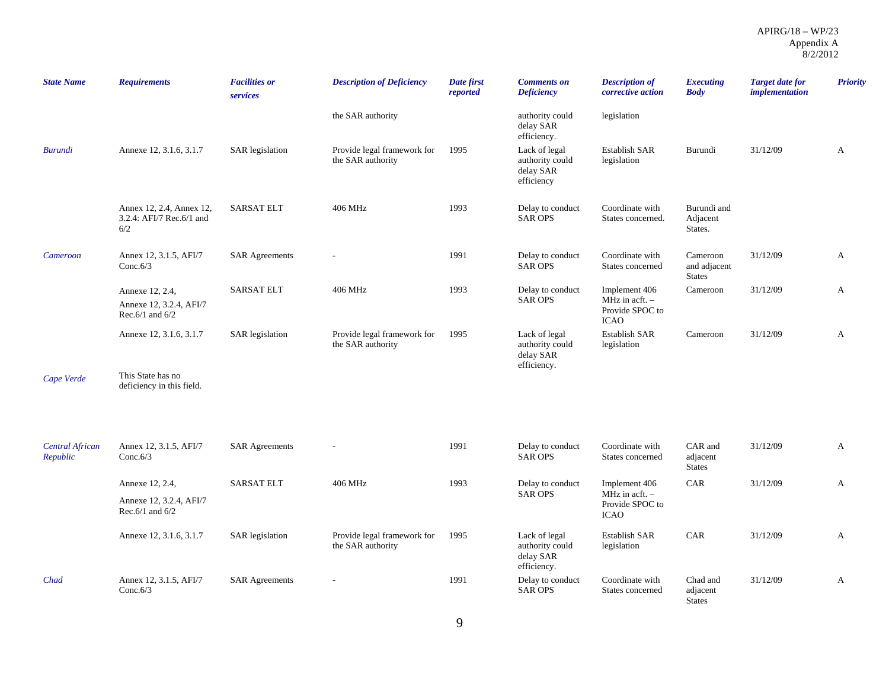| State Name | Requirements | Facilities or services | Description of Deficiency | Date first reported | Comments on Deficiency | Description of corrective action | Executing Body | Target date for implementation | Priority |
|---|---|---|---|---|---|---|---|---|---|
| | | | the SAR authority | | authority could delay SAR efficiency. | legislation | | | |
| *Burundi* | Annexe 12, 3.1.6, 3.1.7 | SAR legislation | Provide legal framework for the SAR authority | 1995 | Lack of legal authority could delay SAR efficiency | Establish SAR legislation | Burundi | 31/12/09 | A |
| | Annex 12, 2.4, Annex 12, 3.2.4: AFI/7 Rec.6/1 and 6/2 | SARSAT ELT | 406 MHz | 1993 | Delay to conduct SAR OPS | Coordinate with States concerned. | Burundi and Adjacent States. | | |
| *Cameroon* | Annex 12, 3.1.5, AFI/7 Conc.6/3 | SAR Agreements | - | 1991 | Delay to conduct SAR OPS | Coordinate with States concerned | Cameroon and adjacent States | 31/12/09 | A |
| | Annexe 12, 2.4, Annexe 12, 3.2.4, AFI/7 Rec.6/1 and 6/2 | SARSAT ELT | 406 MHz | 1993 | Delay to conduct SAR OPS | Implement 406 MHz in acft. – Provide SPOC to ICAO | Cameroon | 31/12/09 | A |
| | Annexe 12, 3.1.6, 3.1.7 | SAR legislation | Provide legal framework for the SAR authority | 1995 | Lack of legal authority could delay SAR efficiency. | Establish SAR legislation | Cameroon | 31/12/09 | A |
| *Cape Verde* | This State has no deficiency in this field. | | | | | | | | |
| *Central African Republic* | Annex 12, 3.1.5, AFI/7 Conc.6/3 | SAR Agreements | - | 1991 | Delay to conduct SAR OPS | Coordinate with States concerned | CAR and adjacent States | 31/12/09 | A |
| | Annexe 12, 2.4, Annexe 12, 3.2.4, AFI/7 Rec.6/1 and 6/2 | SARSAT ELT | 406 MHz | 1993 | Delay to conduct SAR OPS | Implement 406 MHz in acft. – Provide SPOC to ICAO | CAR | 31/12/09 | A |
| | Annexe 12, 3.1.6, 3.1.7 | SAR legislation | Provide legal framework for the SAR authority | 1995 | Lack of legal authority could delay SAR efficiency. | Establish SAR legislation | CAR | 31/12/09 | A |
| *Chad* | Annex 12, 3.1.5, AFI/7 Conc.6/3 | SAR Agreements | - | 1991 | Delay to conduct SAR OPS | Coordinate with States concerned | Chad and adjacent States | 31/12/09 | A |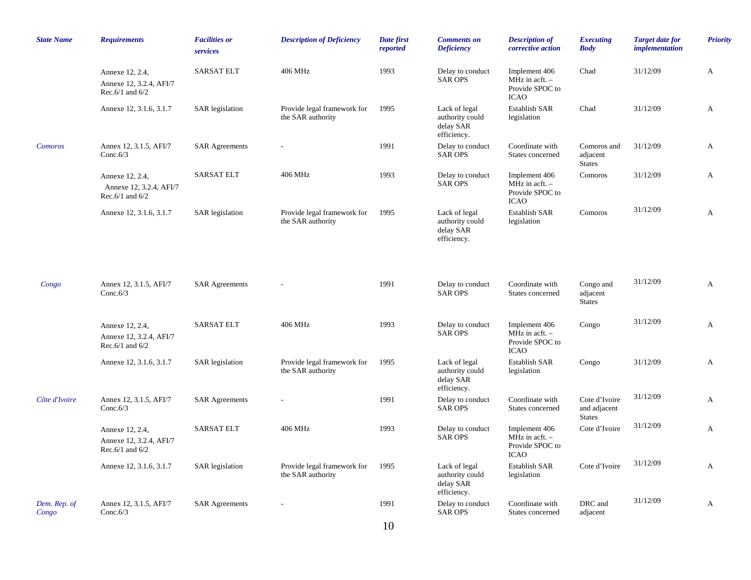| State Name | Requirements | Facilities or services | Description of Deficiency | Date first reported | Comments on Deficiency | Description of corrective action | Executing Body | Target date for implementation | Priority |
|---|---|---|---|---|---|---|---|---|---|
| | Annexe 12, 2.4, Annexe 12, 3.2.4, AFI/7 Rec.6/1 and 6/2 | SARSAT ELT | 406 MHz | 1993 | Delay to conduct SAR OPS | Implement 406 MHz in acft. – Provide SPOC to ICAO | Chad | 31/12/09 | A |
| | Annexe 12, 3.1.6, 3.1.7 | SAR legislation | Provide legal framework for the SAR authority | 1995 | Lack of legal authority could delay SAR efficiency. | Establish SAR legislation | Chad | 31/12/09 | A |
| Comoros | Annex 12, 3.1.5, AFI/7 Conc.6/3 | SAR Agreements | - | 1991 | Delay to conduct SAR OPS | Coordinate with States concerned | Comoros and adjacent States | 31/12/09 | A |
| | Annexe 12, 2.4, Annexe 12, 3.2.4, AFI/7 Rec.6/1 and 6/2 | SARSAT ELT | 406 MHz | 1993 | Delay to conduct SAR OPS | Implement 406 MHz in acft. – Provide SPOC to ICAO | Comoros | 31/12/09 | A |
| | Annexe 12, 3.1.6, 3.1.7 | SAR legislation | Provide legal framework for the SAR authority | 1995 | Lack of legal authority could delay SAR efficiency. | Establish SAR legislation | Comoros | 31/12/09 | A |
| Congo | Annex 12, 3.1.5, AFI/7 Conc.6/3 | SAR Agreements | - | 1991 | Delay to conduct SAR OPS | Coordinate with States concerned | Congo and adjacent States | 31/12/09 | A |
| | Annexe 12, 2.4, Annexe 12, 3.2.4, AFI/7 Rec.6/1 and 6/2 | SARSAT ELT | 406 MHz | 1993 | Delay to conduct SAR OPS | Implement 406 MHz in acft. – Provide SPOC to ICAO | Congo | 31/12/09 | A |
| | Annexe 12, 3.1.6, 3.1.7 | SAR legislation | Provide legal framework for the SAR authority | 1995 | Lack of legal authority could delay SAR efficiency. | Establish SAR legislation | Congo | 31/12/09 | A |
| Côte d'Ivoire | Annex 12, 3.1.5, AFI/7 Conc.6/3 | SAR Agreements | - | 1991 | Delay to conduct SAR OPS | Coordinate with States concerned | Cote d'Ivoire and adjacent States | 31/12/09 | A |
| | Annexe 12, 2.4, Annexe 12, 3.2.4, AFI/7 Rec.6/1 and 6/2 | SARSAT ELT | 406 MHz | 1993 | Delay to conduct SAR OPS | Implement 406 MHz in acft. – Provide SPOC to ICAO | Cote d'Ivoire | 31/12/09 | A |
| | Annexe 12, 3.1.6, 3.1.7 | SAR legislation | Provide legal framework for the SAR authority | 1995 | Lack of legal authority could delay SAR efficiency. | Establish SAR legislation | Cote d'Ivoire | 31/12/09 | A |
| Dem. Rep. of Congo | Annex 12, 3.1.5, AFI/7 Conc.6/3 | SAR Agreements | - | 1991 | Delay to conduct SAR OPS | Coordinate with States concerned | DRC and adjacent | 31/12/09 | A |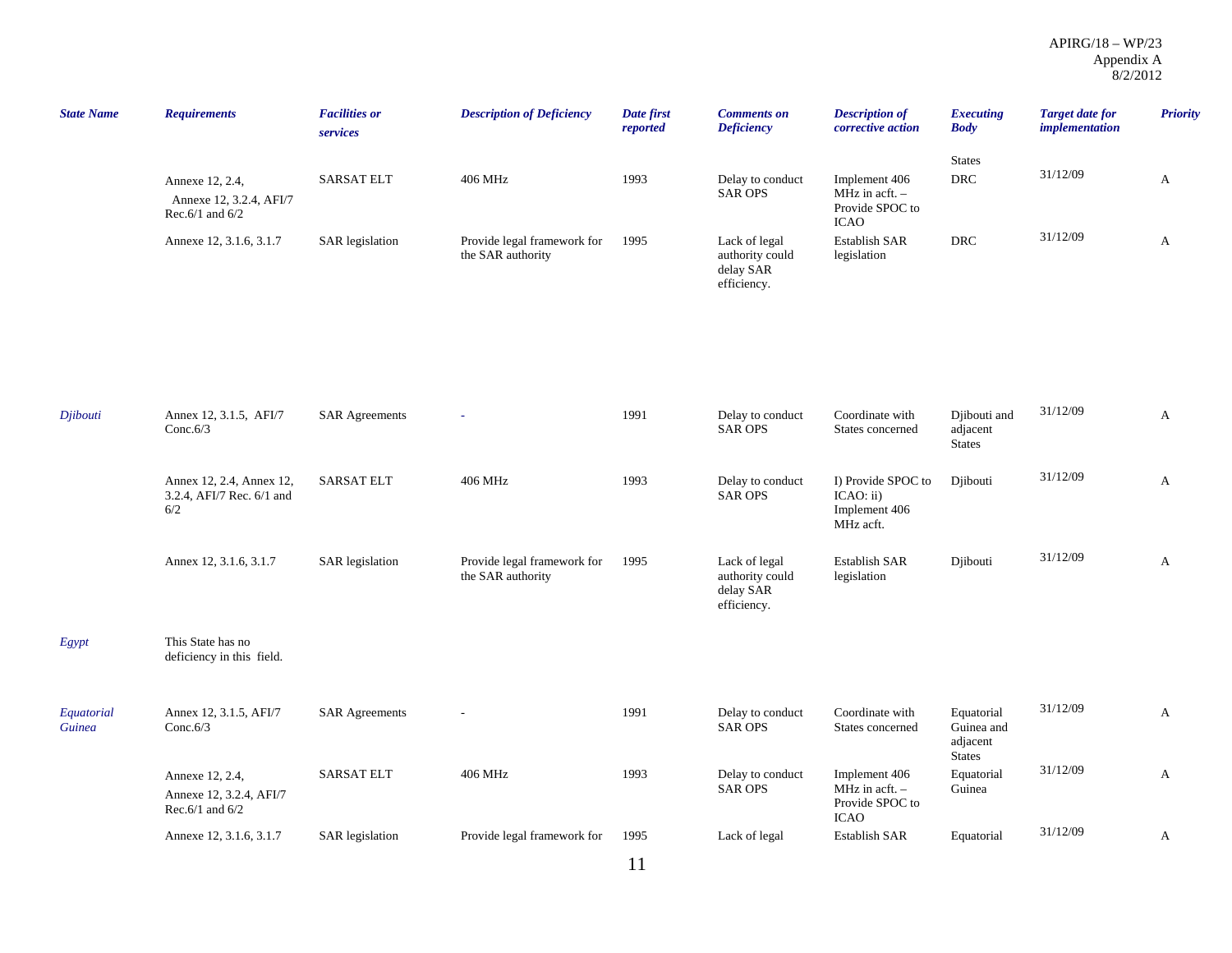| State Name | Requirements | Facilities or services | Description of Deficiency | Date first reported | Comments on Deficiency | Description of corrective action | Executing Body | Target date for implementation | Priority |
|---|---|---|---|---|---|---|---|---|---|
| | | | | | | | States | | |
| | Annexe 12, 2.4, Annexe 12, 3.2.4, AFI/7 Rec.6/1 and 6/2 | SARSAT ELT | 406 MHz | 1993 | Delay to conduct SAR OPS | Implement 406 MHz in acft. – Provide SPOC to ICAO | DRC | 31/12/09 | A |
| | Annexe 12, 3.1.6, 3.1.7 | SAR legislation | Provide legal framework for the SAR authority | 1995 | Lack of legal authority could delay SAR efficiency. | Establish SAR legislation | DRC | 31/12/09 | A |
| *Djibouti* | Annex 12, 3.1.5, AFI/7 Conc.6/3 | SAR Agreements | - | 1991 | Delay to conduct SAR OPS | Coordinate with States concerned | Djibouti and adjacent States | 31/12/09 | A |
| | Annex 12, 2.4, Annex 12, 3.2.4, AFI/7 Rec. 6/1 and 6/2 | SARSAT ELT | 406 MHz | 1993 | Delay to conduct SAR OPS | I) Provide SPOC to ICAO: ii) Implement 406 MHz acft. | Djibouti | 31/12/09 | A |
| | Annex 12, 3.1.6, 3.1.7 | SAR legislation | Provide legal framework for the SAR authority | 1995 | Lack of legal authority could delay SAR efficiency. | Establish SAR legislation | Djibouti | 31/12/09 | A |
| *Egypt* | This State has no deficiency in this field. | | | | | | | | |
| *Equatorial Guinea* | Annex 12, 3.1.5, AFI/7 Conc.6/3 | SAR Agreements | - | 1991 | Delay to conduct SAR OPS | Coordinate with States concerned | Equatorial Guinea and adjacent States | 31/12/09 | A |
| | Annexe 12, 2.4, Annexe 12, 3.2.4, AFI/7 Rec.6/1 and 6/2 | SARSAT ELT | 406 MHz | 1993 | Delay to conduct SAR OPS | Implement 406 MHz in acft. – Provide SPOC to ICAO | Equatorial Guinea | 31/12/09 | A |
| | Annexe 12, 3.1.6, 3.1.7 | SAR legislation | Provide legal framework for | 1995 | Lack of legal | Establish SAR | Equatorial | 31/12/09 | A |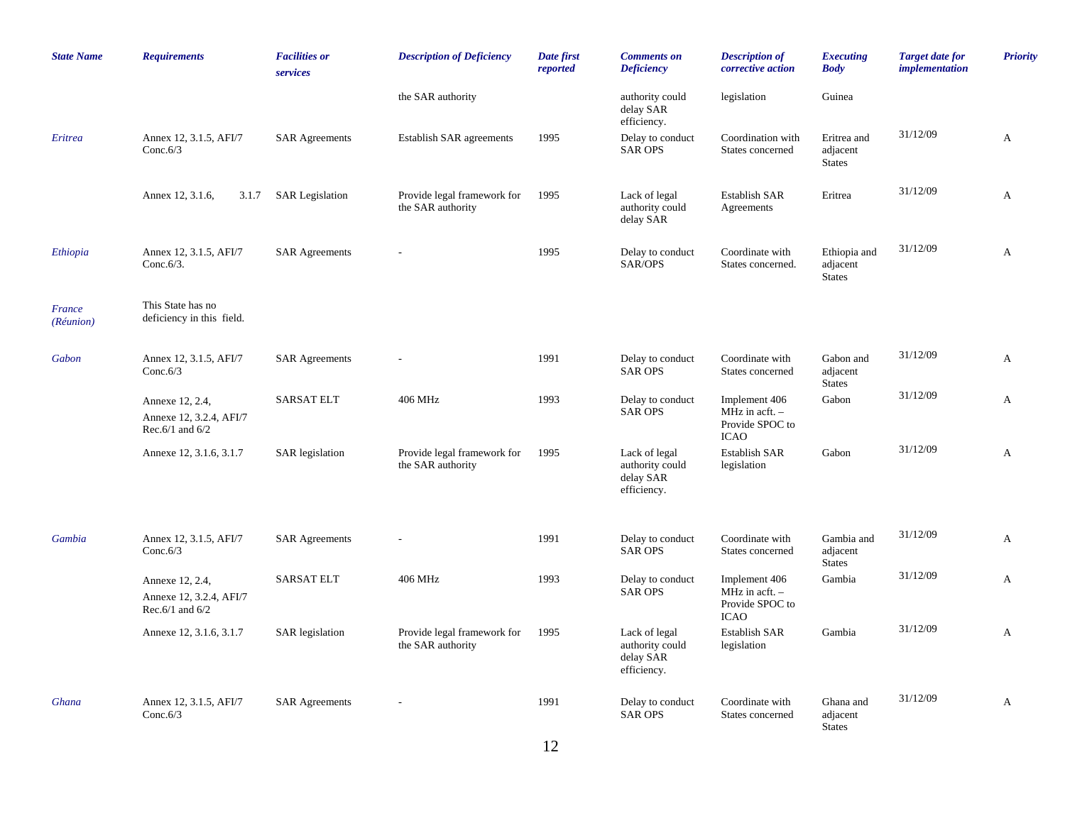| State Name | Requirements | Facilities or services | Description of Deficiency | Date first reported | Comments on Deficiency | Description of corrective action | Executing Body | Target date for implementation | Priority |
|---|---|---|---|---|---|---|---|---|---|
| | | | the SAR authority | | authority could delay SAR efficiency. | legislation | Guinea | | |
| *Eritrea* | Annex 12, 3.1.5, AFI/7 Conc.6/3 | SAR Agreements | Establish SAR agreements | 1995 | Delay to conduct SAR OPS | Coordination with States concerned | Eritrea and adjacent States | 31/12/09 | A |
| | Annex 12, 3.1.6, 3.1.7 | SAR Legislation | Provide legal framework for the SAR authority | 1995 | Lack of legal authority could delay SAR | Establish SAR Agreements | Eritrea | 31/12/09 | A |
| *Ethiopia* | Annex 12, 3.1.5, AFI/7 Conc.6/3. | SAR Agreements | - | 1995 | Delay to conduct SAR/OPS | Coordinate with States concerned. | Ethiopia and adjacent States | 31/12/09 | A |
| *France (Réunion)* | This State has no deficiency in this field. | | | | | | | | |
| *Gabon* | Annex 12, 3.1.5, AFI/7 Conc.6/3 | SAR Agreements | - | 1991 | Delay to conduct SAR OPS | Coordinate with States concerned | Gabon and adjacent States | 31/12/09 | A |
| | Annexe 12, 2.4, Annexe 12, 3.2.4, AFI/7 Rec.6/1 and 6/2 | SARSAT ELT | 406 MHz | 1993 | Delay to conduct SAR OPS | Implement 406 MHz in acft. – Provide SPOC to ICAO | Gabon | 31/12/09 | A |
| | Annexe 12, 3.1.6, 3.1.7 | SAR legislation | Provide legal framework for the SAR authority | 1995 | Lack of legal authority could delay SAR efficiency. | Establish SAR legislation | Gabon | 31/12/09 | A |
| *Gambia* | Annex 12, 3.1.5, AFI/7 Conc.6/3 | SAR Agreements | - | 1991 | Delay to conduct SAR OPS | Coordinate with States concerned | Gambia and adjacent States | 31/12/09 | A |
| | Annexe 12, 2.4, Annexe 12, 3.2.4, AFI/7 Rec.6/1 and 6/2 | SARSAT ELT | 406 MHz | 1993 | Delay to conduct SAR OPS | Implement 406 MHz in acft. – Provide SPOC to ICAO | Gambia | 31/12/09 | A |
| | Annexe 12, 3.1.6, 3.1.7 | SAR legislation | Provide legal framework for the SAR authority | 1995 | Lack of legal authority could delay SAR efficiency. | Establish SAR legislation | Gambia | 31/12/09 | A |
| *Ghana* | Annex 12, 3.1.5, AFI/7 Conc.6/3 | SAR Agreements | - | 1991 | Delay to conduct SAR OPS | Coordinate with States concerned | Ghana and adjacent States | 31/12/09 | A |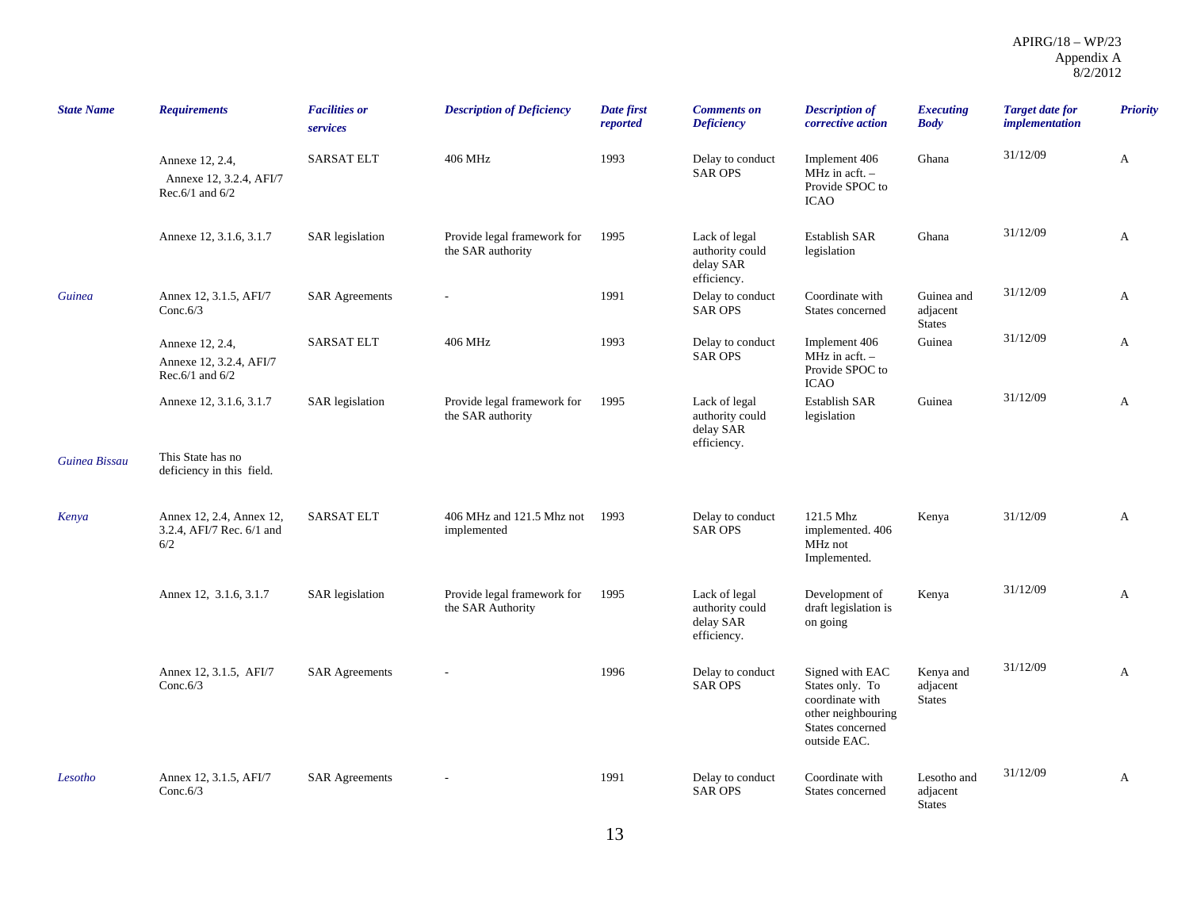| State Name | Requirements | Facilities or services | Description of Deficiency | Date first reported | Comments on Deficiency | Description of corrective action | Executing Body | Target date for implementation | Priority |
|---|---|---|---|---|---|---|---|---|---|
| | Annexe 12, 2.4, Annexe 12, 3.2.4, AFI/7 Rec.6/1 and 6/2 | SARSAT ELT | 406 MHz | 1993 | Delay to conduct SAR OPS | Implement 406 MHz in acft. – Provide SPOC to ICAO | Ghana | 31/12/09 | A |
| | Annexe 12, 3.1.6, 3.1.7 | SAR legislation | Provide legal framework for the SAR authority | 1995 | Lack of legal authority could delay SAR efficiency. | Establish SAR legislation | Ghana | 31/12/09 | A |
| *Guinea* | Annex 12, 3.1.5, AFI/7 Conc.6/3 | SAR Agreements | - | 1991 | Delay to conduct SAR OPS | Coordinate with States concerned | Guinea and adjacent States | 31/12/09 | A |
| | Annexe 12, 2.4, Annexe 12, 3.2.4, AFI/7 Rec.6/1 and 6/2 | SARSAT ELT | 406 MHz | 1993 | Delay to conduct SAR OPS | Implement 406 MHz in acft. – Provide SPOC to ICAO | Guinea | 31/12/09 | A |
| | Annexe 12, 3.1.6, 3.1.7 | SAR legislation | Provide legal framework for the SAR authority | 1995 | Lack of legal authority could delay SAR efficiency. | Establish SAR legislation | Guinea | 31/12/09 | A |
| *Guinea Bissau* | This State has no deficiency in this field. | | | | | | | | |
| *Kenya* | Annex 12, 2.4, Annex 12, 3.2.4, AFI/7 Rec. 6/1 and 6/2 | SARSAT ELT | 406 MHz and 121.5 Mhz not implemented | 1993 | Delay to conduct SAR OPS | 121.5 Mhz implemented. 406 MHz not Implemented. | Kenya | 31/12/09 | A |
| | Annex 12, 3.1.6, 3.1.7 | SAR legislation | Provide legal framework for the SAR Authority | 1995 | Lack of legal authority could delay SAR efficiency. | Development of draft legislation is on going | Kenya | 31/12/09 | A |
| | Annex 12, 3.1.5, AFI/7 Conc.6/3 | SAR Agreements | - | 1996 | Delay to conduct SAR OPS | Signed with EAC States only. To coordinate with other neighbouring States concerned outside EAC. | Kenya and adjacent States | 31/12/09 | A |
| *Lesotho* | Annex 12, 3.1.5, AFI/7 Conc.6/3 | SAR Agreements | - | 1991 | Delay to conduct SAR OPS | Coordinate with States concerned | Lesotho and adjacent States | 31/12/09 | A |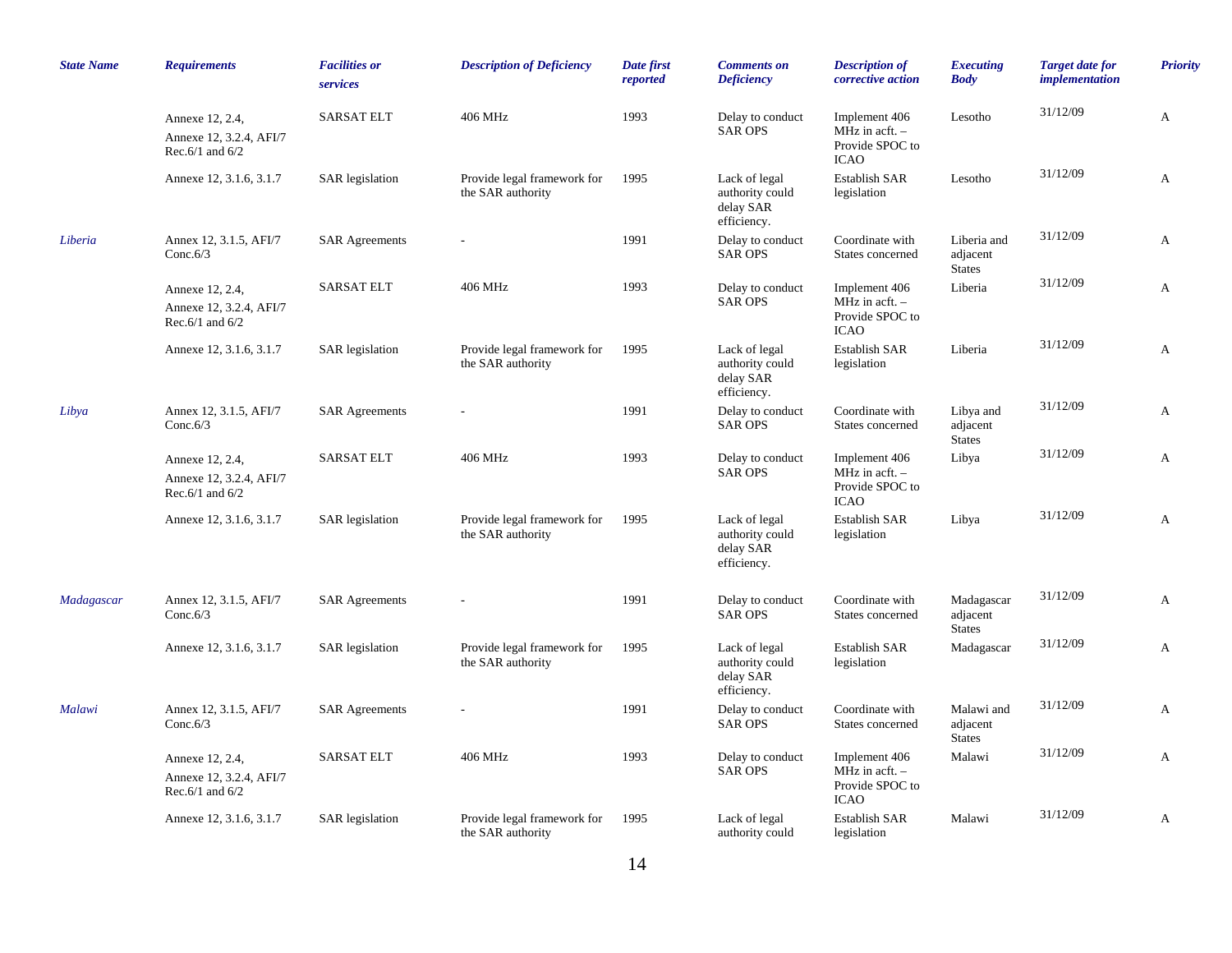| State Name | Requirements | Facilities or services | Description of Deficiency | Date first reported | Comments on Deficiency | Description of corrective action | Executing Body | Target date for implementation | Priority |
|---|---|---|---|---|---|---|---|---|---|
| | Annexe 12, 2.4, Annexe 12, 3.2.4, AFI/7 Rec.6/1 and 6/2 | SARSAT ELT | 406 MHz | 1993 | Delay to conduct SAR OPS | Implement 406 MHz in acft. – Provide SPOC to ICAO | Lesotho | 31/12/09 | A |
| | Annexe 12, 3.1.6, 3.1.7 | SAR legislation | Provide legal framework for the SAR authority | 1995 | Lack of legal authority could delay SAR efficiency. | Establish SAR legislation | Lesotho | 31/12/09 | A |
| *Liberia* | Annex 12, 3.1.5, AFI/7 Conc.6/3 | SAR Agreements | - | 1991 | Delay to conduct SAR OPS | Coordinate with States concerned | Liberia and adjacent States | 31/12/09 | A |
| | Annexe 12, 2.4, Annexe 12, 3.2.4, AFI/7 Rec.6/1 and 6/2 | SARSAT ELT | 406 MHz | 1993 | Delay to conduct SAR OPS | Implement 406 MHz in acft. – Provide SPOC to ICAO | Liberia | 31/12/09 | A |
| | Annexe 12, 3.1.6, 3.1.7 | SAR legislation | Provide legal framework for the SAR authority | 1995 | Lack of legal authority could delay SAR efficiency. | Establish SAR legislation | Liberia | 31/12/09 | A |
| *Libya* | Annex 12, 3.1.5, AFI/7 Conc.6/3 | SAR Agreements | - | 1991 | Delay to conduct SAR OPS | Coordinate with States concerned | Libya and adjacent States | 31/12/09 | A |
| | Annexe 12, 2.4, Annexe 12, 3.2.4, AFI/7 Rec.6/1 and 6/2 | SARSAT ELT | 406 MHz | 1993 | Delay to conduct SAR OPS | Implement 406 MHz in acft. – Provide SPOC to ICAO | Libya | 31/12/09 | A |
| | Annexe 12, 3.1.6, 3.1.7 | SAR legislation | Provide legal framework for the SAR authority | 1995 | Lack of legal authority could delay SAR efficiency. | Establish SAR legislation | Libya | 31/12/09 | A |
| *Madagascar* | Annex 12, 3.1.5, AFI/7 Conc.6/3 | SAR Agreements | - | 1991 | Delay to conduct SAR OPS | Coordinate with States concerned | Madagascar adjacent States | 31/12/09 | A |
| | Annex 12, 3.1.6, 3.1.7 | SAR legislation | Provide legal framework for the SAR authority | 1995 | Lack of legal authority could delay SAR efficiency. | Establish SAR legislation | Madagascar | 31/12/09 | A |
| *Malawi* | Annex 12, 3.1.5, AFI/7 Conc.6/3 | SAR Agreements | - | 1991 | Delay to conduct SAR OPS | Coordinate with States concerned | Malawi and adjacent States | 31/12/09 | A |
| | Annexe 12, 2.4, Annexe 12, 3.2.4, AFI/7 Rec.6/1 and 6/2 | SARSAT ELT | 406 MHz | 1993 | Delay to conduct SAR OPS | Implement 406 MHz in acft. – Provide SPOC to ICAO | Malawi | 31/12/09 | A |
| | Annexe 12, 3.1.6, 3.1.7 | SAR legislation | Provide legal framework for the SAR authority | 1995 | Lack of legal authority could | Establish SAR legislation | Malawi | 31/12/09 | A |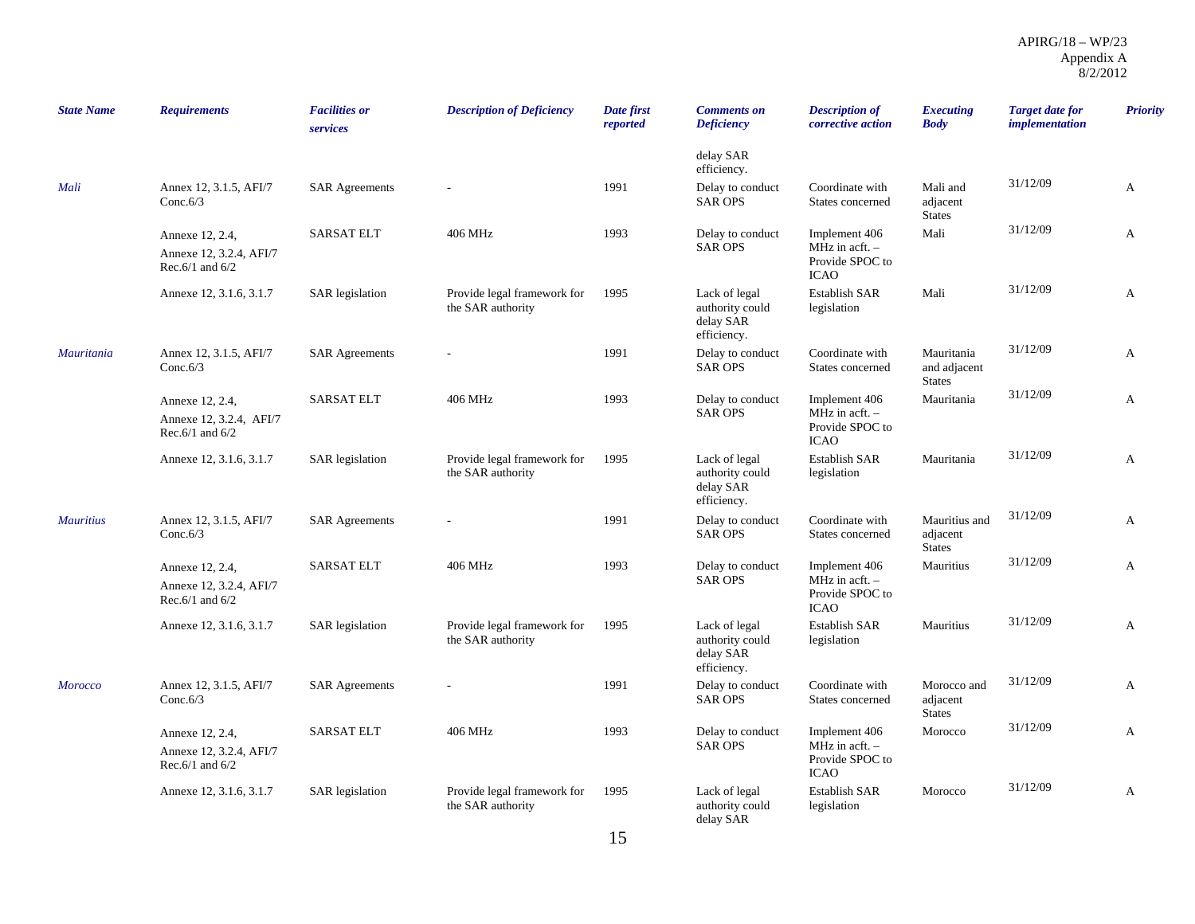| State Name | Requirements | Facilities or services | Description of Deficiency | Date first reported | Comments on Deficiency | Description of corrective action | Executing Body | Target date for implementation | Priority |
|---|---|---|---|---|---|---|---|---|---|
| | | | | | delay SAR efficiency. | | | | |
| Mali | Annex 12, 3.1.5, AFI/7 Conc.6/3 | SAR Agreements | - | 1991 | Delay to conduct SAR OPS | Coordinate with States concerned | Mali and adjacent States | 31/12/09 | A |
| | Annexe 12, 2.4, Annexe 12, 3.2.4, AFI/7 Rec.6/1 and 6/2 | SARSAT ELT | 406 MHz | 1993 | Delay to conduct SAR OPS | Implement 406 MHz in acft. – Provide SPOC to ICAO | Mali | 31/12/09 | A |
| | Annexe 12, 3.1.6, 3.1.7 | SAR legislation | Provide legal framework for the SAR authority | 1995 | Lack of legal authority could delay SAR efficiency. | Establish SAR legislation | Mali | 31/12/09 | A |
| Mauritania | Annex 12, 3.1.5, AFI/7 Conc.6/3 | SAR Agreements | - | 1991 | Delay to conduct SAR OPS | Coordinate with States concerned | Mauritania and adjacent States | 31/12/09 | A |
| | Annexe 12, 2.4, Annexe 12, 3.2.4, AFI/7 Rec.6/1 and 6/2 | SARSAT ELT | 406 MHz | 1993 | Delay to conduct SAR OPS | Implement 406 MHz in acft. – Provide SPOC to ICAO | Mauritania | 31/12/09 | A |
| | Annexe 12, 3.1.6, 3.1.7 | SAR legislation | Provide legal framework for the SAR authority | 1995 | Lack of legal authority could delay SAR efficiency. | Establish SAR legislation | Mauritania | 31/12/09 | A |
| Mauritius | Annex 12, 3.1.5, AFI/7 Conc.6/3 | SAR Agreements | - | 1991 | Delay to conduct SAR OPS | Coordinate with States concerned | Mauritius and adjacent States | 31/12/09 | A |
| | Annexe 12, 2.4, Annexe 12, 3.2.4, AFI/7 Rec.6/1 and 6/2 | SARSAT ELT | 406 MHz | 1993 | Delay to conduct SAR OPS | Implement 406 MHz in acft. – Provide SPOC to ICAO | Mauritius | 31/12/09 | A |
| | Annexe 12, 3.1.6, 3.1.7 | SAR legislation | Provide legal framework for the SAR authority | 1995 | Lack of legal authority could delay SAR efficiency. | Establish SAR legislation | Mauritius | 31/12/09 | A |
| Morocco | Annex 12, 3.1.5, AFI/7 Conc.6/3 | SAR Agreements | - | 1991 | Delay to conduct SAR OPS | Coordinate with States concerned | Morocco and adjacent States | 31/12/09 | A |
| | Annexe 12, 2.4, Annexe 12, 3.2.4, AFI/7 Rec.6/1 and 6/2 | SARSAT ELT | 406 MHz | 1993 | Delay to conduct SAR OPS | Implement 406 MHz in acft. – Provide SPOC to ICAO | Morocco | 31/12/09 | A |
| | Annexe 12, 3.1.6, 3.1.7 | SAR legislation | Provide legal framework for the SAR authority | 1995 | Lack of legal authority could delay SAR | Establish SAR legislation | Morocco | 31/12/09 | A |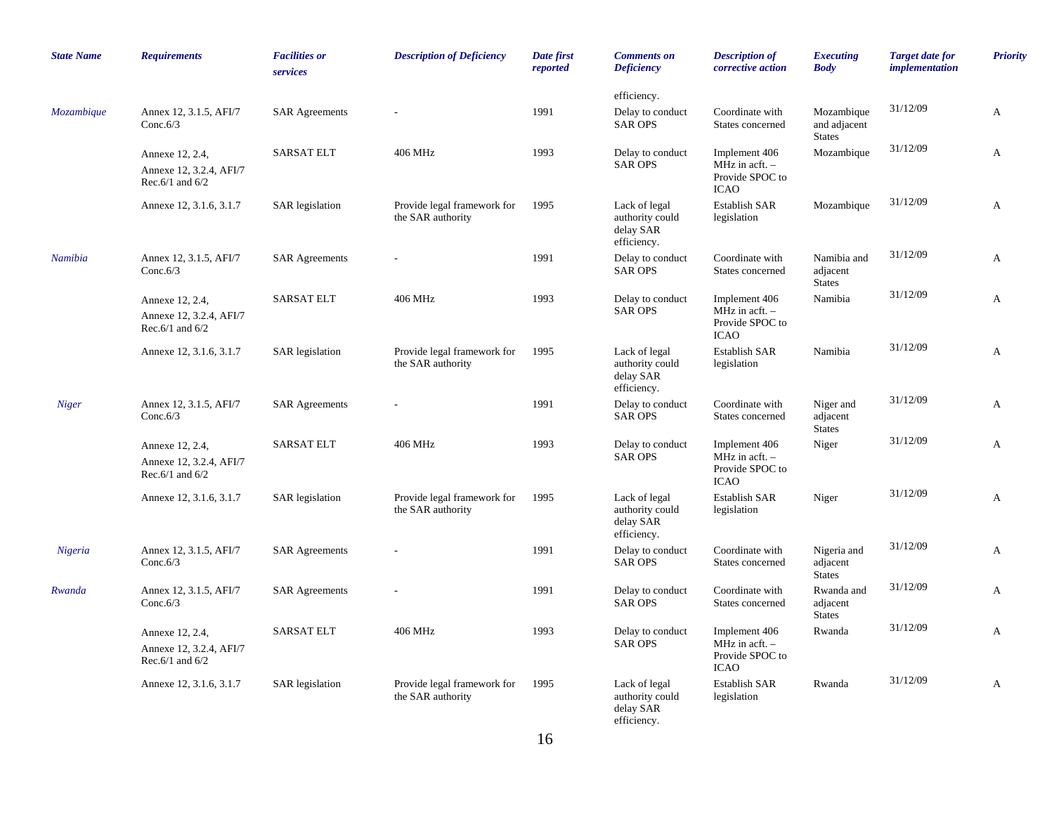| State Name | Requirements | Facilities or services | Description of Deficiency | Date first reported | Comments on Deficiency | Description of corrective action | Executing Body | Target date for implementation | Priority |
|---|---|---|---|---|---|---|---|---|---|
| | | | | | efficiency. | | | | |
| Mozambique | Annex 12, 3.1.5, AFI/7 Conc.6/3 | SAR Agreements | - | 1991 | Delay to conduct SAR OPS | Coordinate with States concerned | Mozambique and adjacent States | 31/12/09 | A |
| | Annexe 12, 2.4, Annexe 12, 3.2.4, AFI/7 Rec.6/1 and 6/2 | SARSAT ELT | 406 MHz | 1993 | Delay to conduct SAR OPS | Implement 406 MHz in acft. – Provide SPOC to ICAO | Mozambique | 31/12/09 | A |
| | Annexe 12, 3.1.6, 3.1.7 | SAR legislation | Provide legal framework for the SAR authority | 1995 | Lack of legal authority could delay SAR efficiency. | Establish SAR legislation | Mozambique | 31/12/09 | A |
| Namibia | Annex 12, 3.1.5, AFI/7 Conc.6/3 | SAR Agreements | - | 1991 | Delay to conduct SAR OPS | Coordinate with States concerned | Namibia and adjacent States | 31/12/09 | A |
| | Annexe 12, 2.4, Annexe 12, 3.2.4, AFI/7 Rec.6/1 and 6/2 | SARSAT ELT | 406 MHz | 1993 | Delay to conduct SAR OPS | Implement 406 MHz in acft. – Provide SPOC to ICAO | Namibia | 31/12/09 | A |
| | Annexe 12, 3.1.6, 3.1.7 | SAR legislation | Provide legal framework for the SAR authority | 1995 | Lack of legal authority could delay SAR efficiency. | Establish SAR legislation | Namibia | 31/12/09 | A |
| Niger | Annex 12, 3.1.5, AFI/7 Conc.6/3 | SAR Agreements | - | 1991 | Delay to conduct SAR OPS | Coordinate with States concerned | Niger and adjacent States | 31/12/09 | A |
| | Annexe 12, 2.4, Annexe 12, 3.2.4, AFI/7 Rec.6/1 and 6/2 | SARSAT ELT | 406 MHz | 1993 | Delay to conduct SAR OPS | Implement 406 MHz in acft. – Provide SPOC to ICAO | Niger | 31/12/09 | A |
| | Annexe 12, 3.1.6, 3.1.7 | SAR legislation | Provide legal framework for the SAR authority | 1995 | Lack of legal authority could delay SAR efficiency. | Establish SAR legislation | Niger | 31/12/09 | A |
| Nigeria | Annex 12, 3.1.5, AFI/7 Conc.6/3 | SAR Agreements | - | 1991 | Delay to conduct SAR OPS | Coordinate with States concerned | Nigeria and adjacent States | 31/12/09 | A |
| Rwanda | Annex 12, 3.1.5, AFI/7 Conc.6/3 | SAR Agreements | - | 1991 | Delay to conduct SAR OPS | Coordinate with States concerned | Rwanda and adjacent States | 31/12/09 | A |
| | Annexe 12, 2.4, Annexe 12, 3.2.4, AFI/7 Rec.6/1 and 6/2 | SARSAT ELT | 406 MHz | 1993 | Delay to conduct SAR OPS | Implement 406 MHz in acft. – Provide SPOC to ICAO | Rwanda | 31/12/09 | A |
| | Annexe 12, 3.1.6, 3.1.7 | SAR legislation | Provide legal framework for the SAR authority | 1995 | Lack of legal authority could delay SAR efficiency. | Establish SAR legislation | Rwanda | 31/12/09 | A |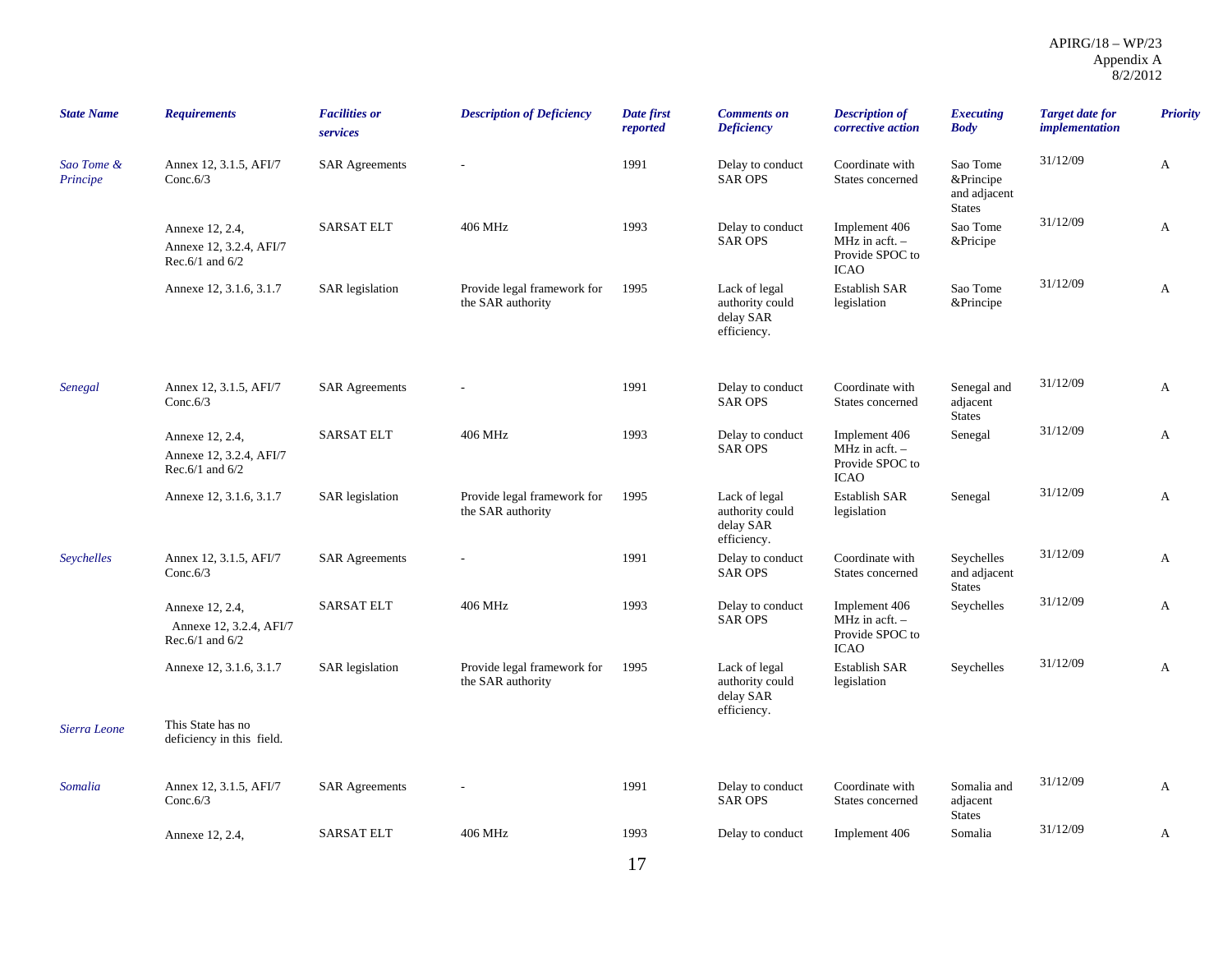| State Name | Requirements | Facilities or services | Description of Deficiency | Date first reported | Comments on Deficiency | Description of corrective action | Executing Body | Target date for implementation | Priority |
|---|---|---|---|---|---|---|---|---|---|
| Sao Tome & Principe | Annex 12, 3.1.5, AFI/7 Conc.6/3 | SAR Agreements | - | 1991 | Delay to conduct SAR OPS | Coordinate with States concerned | Sao Tome &Principe and adjacent States | 31/12/09 | A |
| | Annexe 12, 2.4, Annexe 12, 3.2.4, AFI/7 Rec.6/1 and 6/2 | SARSAT ELT | 406 MHz | 1993 | Delay to conduct SAR OPS | Implement 406 MHz in acft. – Provide SPOC to ICAO | Sao Tome &Pricipe | 31/12/09 | A |
| | Annexe 12, 3.1.6, 3.1.7 | SAR legislation | Provide legal framework for the SAR authority | 1995 | Lack of legal authority could delay SAR efficiency. | Establish SAR legislation | Sao Tome &Principe | 31/12/09 | A |
| Senegal | Annex 12, 3.1.5, AFI/7 Conc.6/3 | SAR Agreements | - | 1991 | Delay to conduct SAR OPS | Coordinate with States concerned | Senegal and adjacent States | 31/12/09 | A |
| | Annexe 12, 2.4, Annexe 12, 3.2.4, AFI/7 Rec.6/1 and 6/2 | SARSAT ELT | 406 MHz | 1993 | Delay to conduct SAR OPS | Implement 406 MHz in acft. – Provide SPOC to ICAO | Senegal | 31/12/09 | A |
| | Annexe 12, 3.1.6, 3.1.7 | SAR legislation | Provide legal framework for the SAR authority | 1995 | Lack of legal authority could delay SAR efficiency. | Establish SAR legislation | Senegal | 31/12/09 | A |
| Seychelles | Annex 12, 3.1.5, AFI/7 Conc.6/3 | SAR Agreements | - | 1991 | Delay to conduct SAR OPS | Coordinate with States concerned | Seychelles and adjacent States | 31/12/09 | A |
| | Annexe 12, 2.4, Annexe 12, 3.2.4, AFI/7 Rec.6/1 and 6/2 | SARSAT ELT | 406 MHz | 1993 | Delay to conduct SAR OPS | Implement 406 MHz in acft. – Provide SPOC to ICAO | Seychelles | 31/12/09 | A |
| | Annexe 12, 3.1.6, 3.1.7 | SAR legislation | Provide legal framework for the SAR authority | 1995 | Lack of legal authority could delay SAR efficiency. | Establish SAR legislation | Seychelles | 31/12/09 | A |
| Sierra Leone | This State has no deficiency in this field. | | | | | | | | |
| Somalia | Annex 12, 3.1.5, AFI/7 Conc.6/3 | SAR Agreements | - | 1991 | Delay to conduct SAR OPS | Coordinate with States concerned | Somalia and adjacent States | 31/12/09 | A |
| | Annexe 12, 2.4, | SARSAT ELT | 406 MHz | 1993 | Delay to conduct | Implement 406 | Somalia | 31/12/09 | A |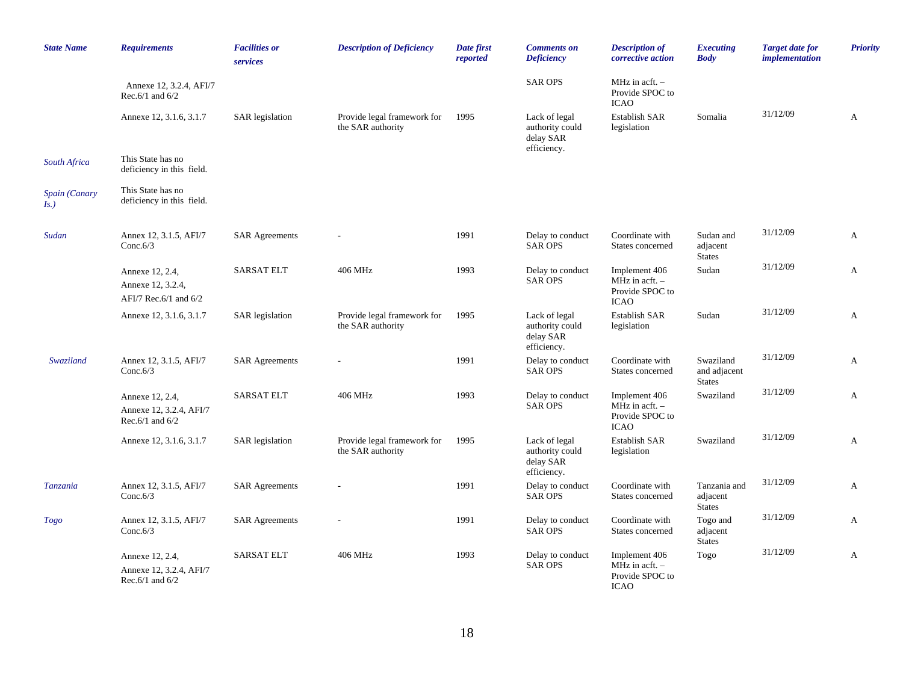| *State Name* | *Requirements* | *Facilities or services* | *Description of Deficiency* | *Date first reported* | *Comments on Deficiency* | *Description of corrective action* | *Executing Body* | *Target date for implementation* | *Priority* |
|---|---|---|---|---|---|---|---|---|---|
| | Annexe 12, 3.2.4, AFI/7 Rec.6/1 and 6/2 | | | | SAR OPS | MHz in acft. – Provide SPOC to ICAO | | | |
| | Annexe 12, 3.1.6, 3.1.7 | SAR legislation | Provide legal framework for the SAR authority | 1995 | Lack of legal authority could delay SAR efficiency. | Establish SAR legislation | Somalia | 31/12/09 | A |
| *South Africa* | This State has no deficiency in this field. | | | | | | | | |
| *Spain (Canary Is.)* | This State has no deficiency in this field. | | | | | | | | |
| *Sudan* | Annex 12, 3.1.5, AFI/7 Conc.6/3 | SAR Agreements | - | 1991 | Delay to conduct SAR OPS | Coordinate with States concerned | Sudan and adjacent States | 31/12/09 | A |
| | Annexe 12, 2.4, Annexe 12, 3.2.4, AFI/7 Rec.6/1 and 6/2 | SARSAT ELT | 406 MHz | 1993 | Delay to conduct SAR OPS | Implement 406 MHz in acft. – Provide SPOC to ICAO | Sudan | 31/12/09 | A |
| | Annexe 12, 3.1.6, 3.1.7 | SAR legislation | Provide legal framework for the SAR authority | 1995 | Lack of legal authority could delay SAR efficiency. | Establish SAR legislation | Sudan | 31/12/09 | A |
| *Swaziland* | Annex 12, 3.1.5, AFI/7 Conc.6/3 | SAR Agreements | - | 1991 | Delay to conduct SAR OPS | Coordinate with States concerned | Swaziland and adjacent States | 31/12/09 | A |
| | Annexe 12, 2.4, Annexe 12, 3.2.4, AFI/7 Rec.6/1 and 6/2 | SARSAT ELT | 406 MHz | 1993 | Delay to conduct SAR OPS | Implement 406 MHz in acft. – Provide SPOC to ICAO | Swaziland | 31/12/09 | A |
| | Annexe 12, 3.1.6, 3.1.7 | SAR legislation | Provide legal framework for the SAR authority | 1995 | Lack of legal authority could delay SAR efficiency. | Establish SAR legislation | Swaziland | 31/12/09 | A |
| *Tanzania* | Annex 12, 3.1.5, AFI/7 Conc.6/3 | SAR Agreements | - | 1991 | Delay to conduct SAR OPS | Coordinate with States concerned | Tanzania and adjacent States | 31/12/09 | A |
| *Togo* | Annex 12, 3.1.5, AFI/7 Conc.6/3 | SAR Agreements | - | 1991 | Delay to conduct SAR OPS | Coordinate with States concerned | Togo and adjacent States | 31/12/09 | A |
| | Annexe 12, 2.4, Annexe 12, 3.2.4, AFI/7 Rec.6/1 and 6/2 | SARSAT ELT | 406 MHz | 1993 | Delay to conduct SAR OPS | Implement 406 MHz in acft. – Provide SPOC to ICAO | Togo | 31/12/09 | A |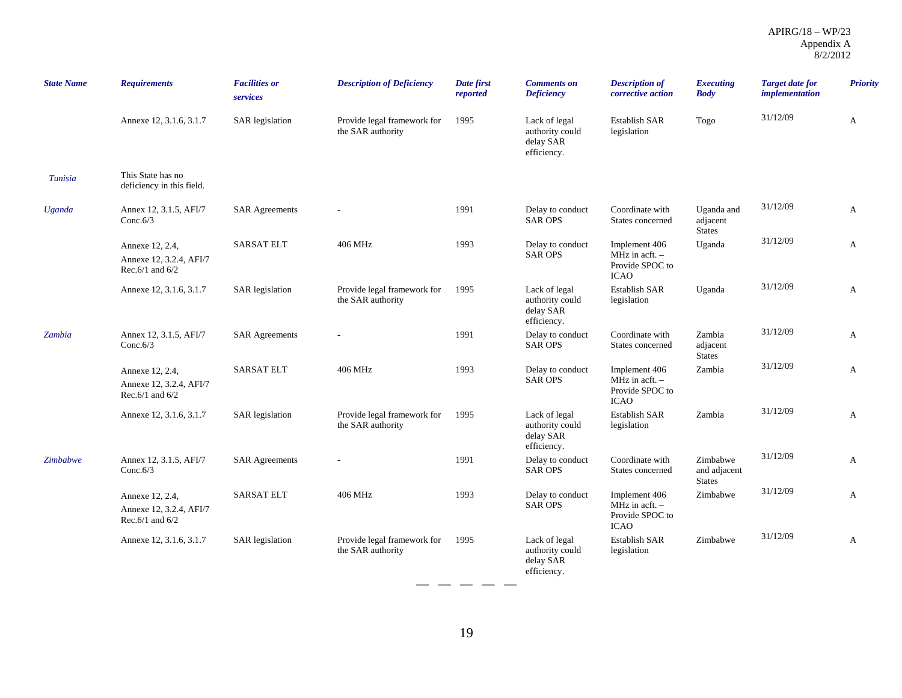| State Name | Requirements | Facilities or services | Description of Deficiency | Date first reported | Comments on Deficiency | Description of corrective action | Executing Body | Target date for implementation | Priority |
|---|---|---|---|---|---|---|---|---|---|
| | Annexe 12, 3.1.6, 3.1.7 | SAR legislation | Provide legal framework for the SAR authority | 1995 | Lack of legal authority could delay SAR efficiency. | Establish SAR legislation | Togo | 31/12/09 | A |
| *Tunisia* | This State has no deficiency in this field. | | | | | | | | |
| *Uganda* | Annex 12, 3.1.5, AFI/7 Conc.6/3 | SAR Agreements | - | 1991 | Delay to conduct SAR OPS | Coordinate with States concerned | Uganda and adjacent States | 31/12/09 | A |
| | Annexe 12, 2.4, Annexe 12, 3.2.4, AFI/7 Rec.6/1 and 6/2 | SARSAT ELT | 406 MHz | 1993 | Delay to conduct SAR OPS | Implement 406 MHz in acft. – Provide SPOC to ICAO | Uganda | 31/12/09 | A |
| | Annexe 12, 3.1.6, 3.1.7 | SAR legislation | Provide legal framework for the SAR authority | 1995 | Lack of legal authority could delay SAR efficiency. | Establish SAR legislation | Uganda | 31/12/09 | A |
| *Zambia* | Annex 12, 3.1.5, AFI/7 Conc.6/3 | SAR Agreements | - | 1991 | Delay to conduct SAR OPS | Coordinate with States concerned | Zambia adjacent States | 31/12/09 | A |
| | Annexe 12, 2.4, Annexe 12, 3.2.4, AFI/7 Rec.6/1 and 6/2 | SARSAT ELT | 406 MHz | 1993 | Delay to conduct SAR OPS | Implement 406 MHz in acft. – Provide SPOC to ICAO | Zambia | 31/12/09 | A |
| | Annexe 12, 3.1.6, 3.1.7 | SAR legislation | Provide legal framework for the SAR authority | 1995 | Lack of legal authority could delay SAR efficiency. | Establish SAR legislation | Zambia | 31/12/09 | A |
| *Zimbabwe* | Annex 12, 3.1.5, AFI/7 Conc.6/3 | SAR Agreements | - | 1991 | Delay to conduct SAR OPS | Coordinate with States concerned | Zimbabwe and adjacent States | 31/12/09 | A |
| | Annexe 12, 2.4, Annexe 12, 3.2.4, AFI/7 Rec.6/1 and 6/2 | SARSAT ELT | 406 MHz | 1993 | Delay to conduct SAR OPS | Implement 406 MHz in acft. – Provide SPOC to ICAO | Zimbabwe | 31/12/09 | A |
| | Annexe 12, 3.1.6, 3.1.7 | SAR legislation | Provide legal framework for the SAR authority | 1995 | Lack of legal authority could delay SAR efficiency. | Establish SAR legislation | Zimbabwe | 31/12/09 | A |

— — — — —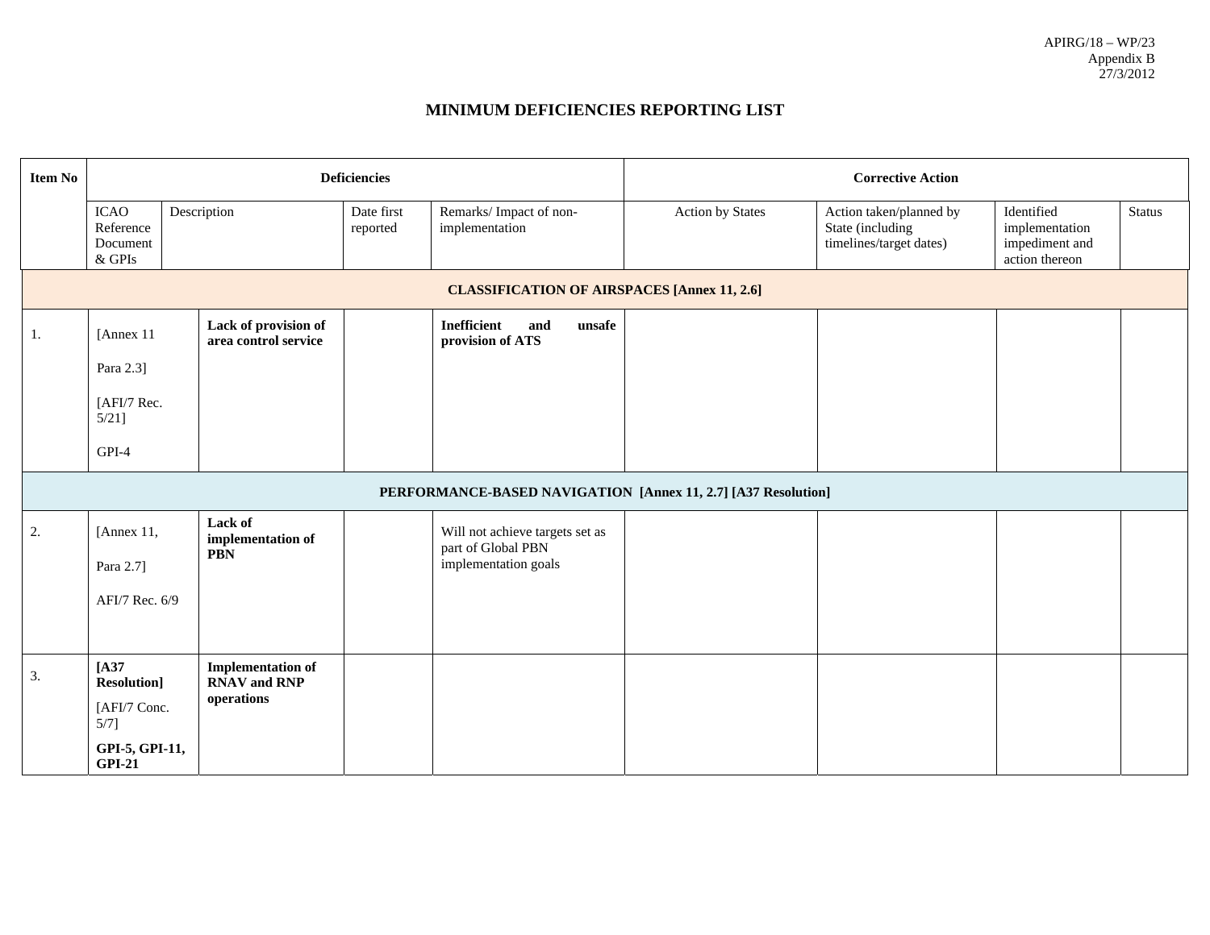APIRG/18 – WP/23
Appendix B
27/3/2012

# MINIMUM DEFICIENCIES REPORTING LIST

| Item No | Deficiencies | | | | Corrective Action | | | |
|---|---|---|---|---|---|---|---|---|
| | ICAO Reference Document & GPIs | Description | Date first reported | Remarks/ Impact of non-implementation | Action by States | Action taken/planned by State (including timelines/target dates) | Identified implementation impediment and action thereon | Status |
| **CLASSIFICATION OF AIRSPACES [Annex 11, 2.6]** | | | | | | | | |
| 1. | [Annex 11 Para 2.3] [AFI/7 Rec. 5/21] GPI-4 | **Lack of provision of area control service** | | **Inefficient and unsafe provision of ATS** | | | | |
| **PERFORMANCE-BASED NAVIGATION [Annex 11, 2.7] [A37 Resolution]** | | | | | | | | |
| 2. | [Annex 11, Para 2.7] AFI/7 Rec. 6/9 | **Lack of implementation of PBN** | | Will not achieve targets set as part of Global PBN implementation goals | | | | |
| 3. | **[A37 Resolution]** [AFI/7 Conc. 5/7] **GPI-5, GPI-11, GPI-21** | **Implementation of RNAV and RNP operations** | | | | | | |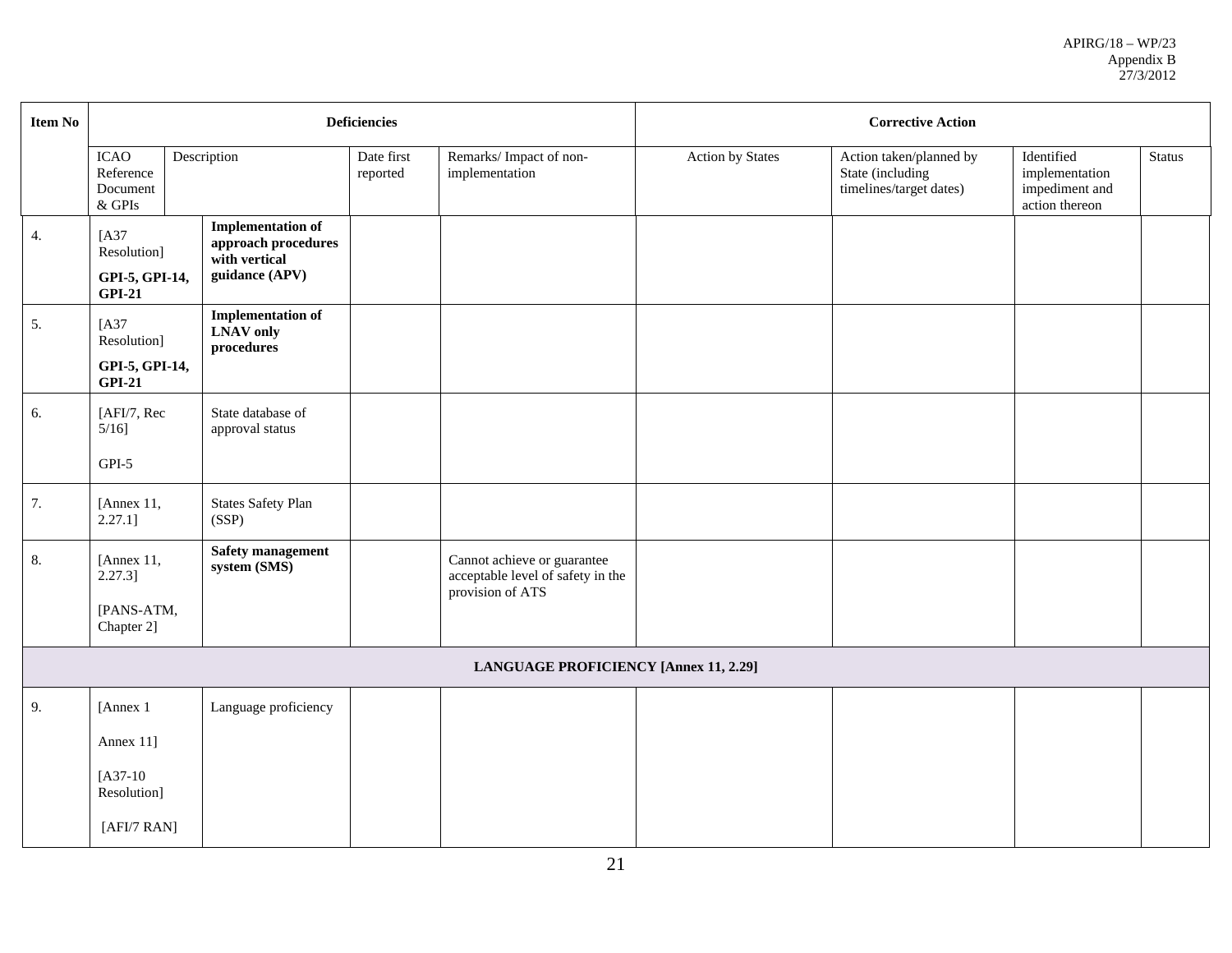| Item No | Deficiencies | | | | Corrective Action | | | |
|---|---|---|---|---|---|---|---|---|
| | ICAO Reference Document & GPIs | Description | Date first reported | Remarks/ Impact of non-implementation | Action by States | Action taken/planned by State (including timelines/target dates) | Identified implementation impediment and action thereon | Status |
| 4. | [A37 Resolution] **GPI-5, GPI-14, GPI-21** | **Implementation of approach procedures with vertical guidance (APV)** | | | | | | |
| 5. | [A37 Resolution] **GPI-5, GPI-14, GPI-21** | **Implementation of LNAV only procedures** | | | | | | |
| 6. | [AFI/7, Rec 5/16] GPI-5 | State database of approval status | | | | | | |
| 7. | [Annex 11, 2.27.1] | States Safety Plan (SSP) | | | | | | |
| 8. | [Annex 11, 2.27.3] [PANS-ATM, Chapter 2] | **Safety management system (SMS)** | | Cannot achieve or guarantee acceptable level of safety in the provision of ATS | | | | |
| **LANGUAGE PROFICIENCY [Annex 11, 2.29]** | | | | | | | | |
| 9. | [Annex 1 Annex 11] [A37-10 Resolution] [AFI/7 RAN] | Language proficiency | | | | | | |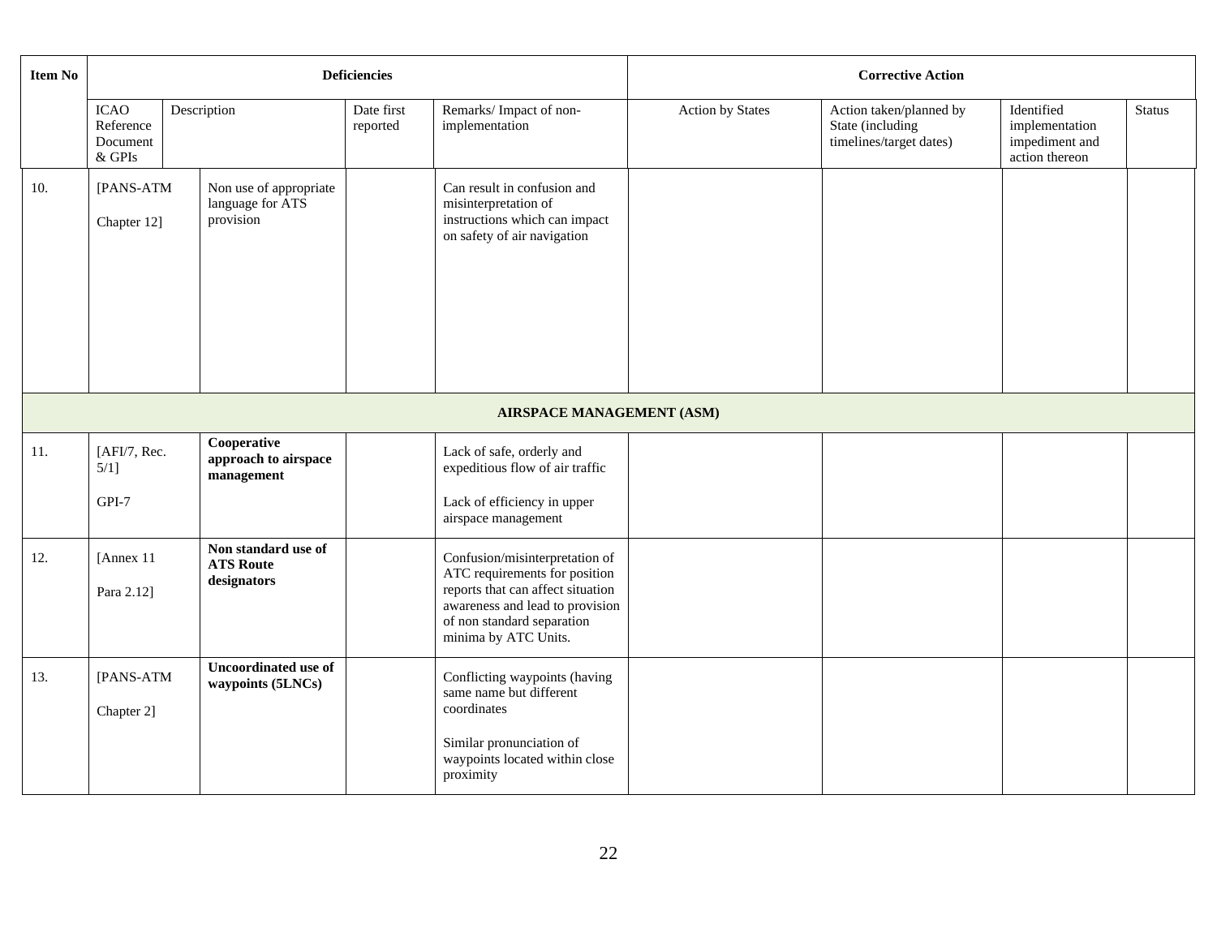| Item No | Deficiencies | | | | Corrective Action | | | |
|---|---|---|---|---|---|---|---|---|
| | ICAO Reference Document & GPIs | Description | Date first reported | Remarks/ Impact of non-implementation | Action by States | Action taken/planned by State (including timelines/target dates) | Identified implementation impediment and action thereon | Status |
| 10. | [PANS-ATM Chapter 12] | Non use of appropriate language for ATS provision | | Can result in confusion and misinterpretation of instructions which can impact on safety of air navigation | | | | |
| **AIRSPACE MANAGEMENT (ASM)** | | | | | | | | |
| 11. | [AFI/7, Rec. 5/1] GPI-7 | **Cooperative approach to airspace management** | | Lack of safe, orderly and expeditious flow of air traffic<br><br>Lack of efficiency in upper airspace management | | | | |
| 12. | [Annex 11 Para 2.12] | **Non standard use of ATS Route designators** | | Confusion/misinterpretation of ATC requirements for position reports that can affect situation awareness and lead to provision of non standard separation minima by ATC Units. | | | | |
| 13. | [PANS-ATM Chapter 2] | **Uncoordinated use of waypoints (5LNCs)** | | Conflicting waypoints (having same name but different coordinates<br><br>Similar pronunciation of waypoints located within close proximity | | | | |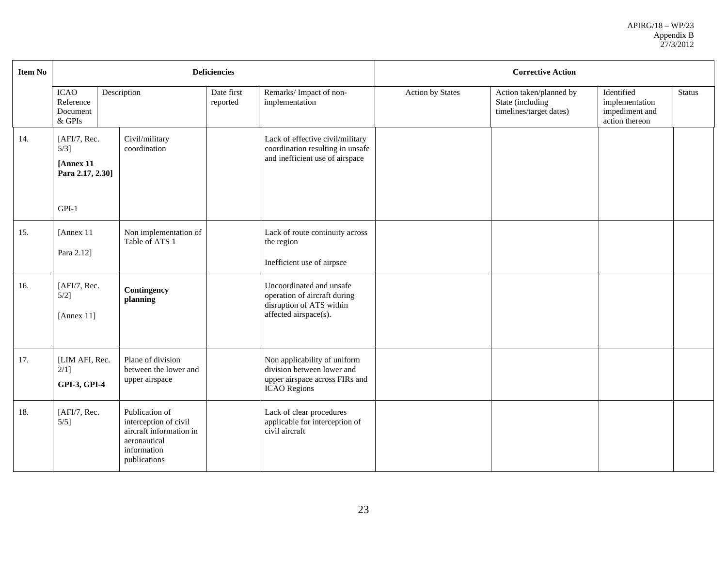| Item No | Deficiencies | | | | Corrective Action | | | |
|---|---|---|---|---|---|---|---|---|
| | ICAO Reference Document & GPIs | Description | Date first reported | Remarks/ Impact of non-implementation | Action by States | Action taken/planned by State (including timelines/target dates) | Identified implementation impediment and action thereon | Status |
| 14. | [AFI/7, Rec. 5/3] **[Annex 11 Para 2.17, 2.30]** GPI-1 | Civil/military coordination | | Lack of effective civil/military coordination resulting in unsafe and inefficient use of airspace | | | | |
| 15. | [Annex 11 Para 2.12] | Non implementation of Table of ATS 1 | | Lack of route continuity across the region<br><br>Inefficient use of airpsce | | | | |
| 16. | [AFI/7, Rec. 5/2] [Annex 11] | **Contingency planning** | | Uncoordinated and unsafe operation of aircraft during disruption of ATS within affected airspace(s). | | | | |
| 17. | [LIM AFI, Rec. 2/1] **GPI-3, GPI-4** | Plane of division between the lower and upper airspace | | Non applicability of uniform division between lower and upper airspace across FIRs and ICAO Regions | | | | |
| 18. | [AFI/7, Rec. 5/5] | Publication of interception of civil aircraft information in aeronautical information publications | | Lack of clear procedures applicable for interception of civil aircraft | | | | |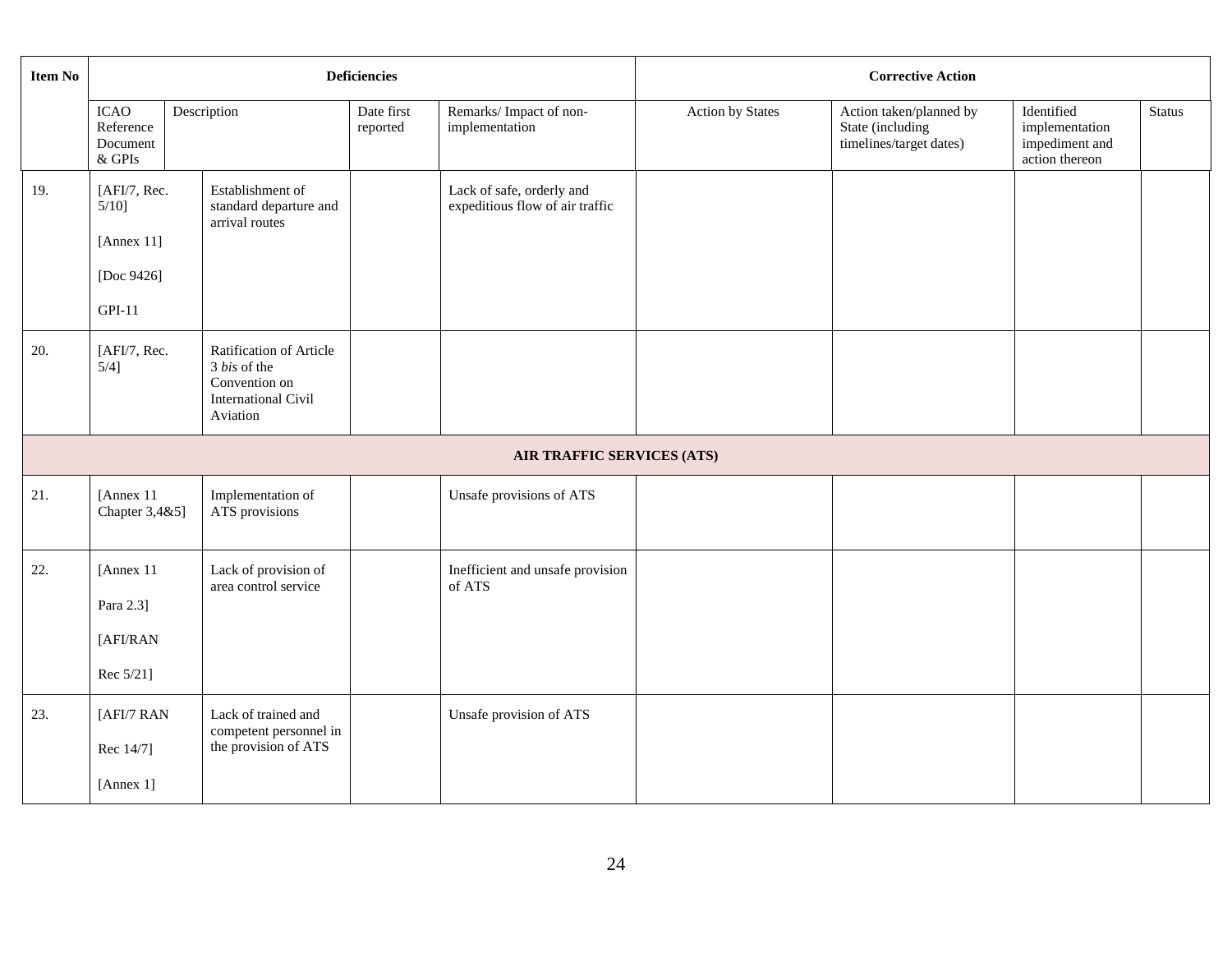| Item No | Deficiencies | | | | Corrective Action | | | |
|---|---|---|---|---|---|---|---|---|
| | ICAO Reference Document & GPIs | Description | Date first reported | Remarks/ Impact of non-implementation | Action by States | Action taken/planned by State (including timelines/target dates) | Identified implementation impediment and action thereon | Status |
| 19. | [AFI/7, Rec. 5/10] [Annex 11] [Doc 9426] GPI-11 | Establishment of standard departure and arrival routes | | Lack of safe, orderly and expeditious flow of air traffic | | | | |
| 20. | [AFI/7, Rec. 5/4] | Ratification of Article 3 *bis* of the Convention on International Civil Aviation | | | | | | |
| **AIR TRAFFIC SERVICES (ATS)** | | | | | | | | |
| 21. | [Annex 11 Chapter 3,4&5] | Implementation of ATS provisions | | Unsafe provisions of ATS | | | | |
| 22. | [Annex 11 Para 2.3] [AFI/RAN Rec 5/21] | Lack of provision of area control service | | Inefficient and unsafe provision of ATS | | | | |
| 23. | [AFI/7 RAN Rec 14/7] [Annex 1] | Lack of trained and competent personnel in the provision of ATS | | Unsafe provision of ATS | | | | |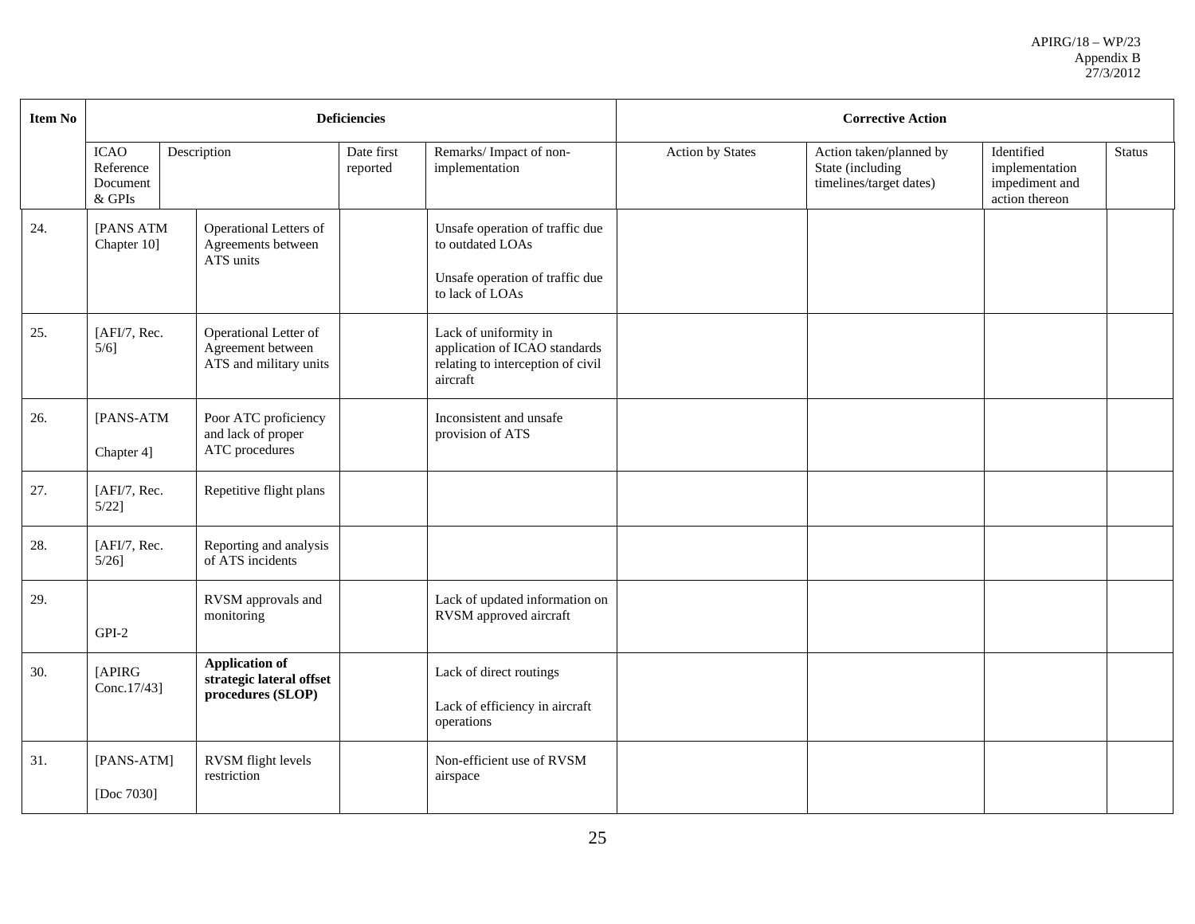| Item No | Deficiencies | | | | Corrective Action | | | |
|---|---|---|---|---|---|---|---|---|
| | ICAO Reference Document & GPIs | Description | Date first reported | Remarks/ Impact of non-implementation | Action by States | Action taken/planned by State (including timelines/target dates) | Identified implementation impediment and action thereon | Status |
| 24. | [PANS ATM Chapter 10] | Operational Letters of Agreements between ATS units | | Unsafe operation of traffic due to outdated LOAs<br><br>Unsafe operation of traffic due to lack of LOAs | | | | |
| 25. | [AFI/7, Rec. 5/6] | Operational Letter of Agreement between ATS and military units | | Lack of uniformity in application of ICAO standards relating to interception of civil aircraft | | | | |
| 26. | [PANS-ATM<br><br>Chapter 4] | Poor ATC proficiency and lack of proper ATC procedures | | Inconsistent and unsafe provision of ATS | | | | |
| 27. | [AFI/7, Rec. 5/22] | Repetitive flight plans | | | | | | |
| 28. | [AFI/7, Rec. 5/26] | Reporting and analysis of ATS incidents | | | | | | |
| 29. | GPI-2 | RVSM approvals and monitoring | | Lack of updated information on RVSM approved aircraft | | | | |
| 30. | [APIRG Conc.17/43] | **Application of strategic lateral offset procedures (SLOP)** | | Lack of direct routings<br><br>Lack of efficiency in aircraft operations | | | | |
| 31. | [PANS-ATM]<br><br>[Doc 7030] | RVSM flight levels restriction | | Non-efficient use of RVSM airspace | | | | |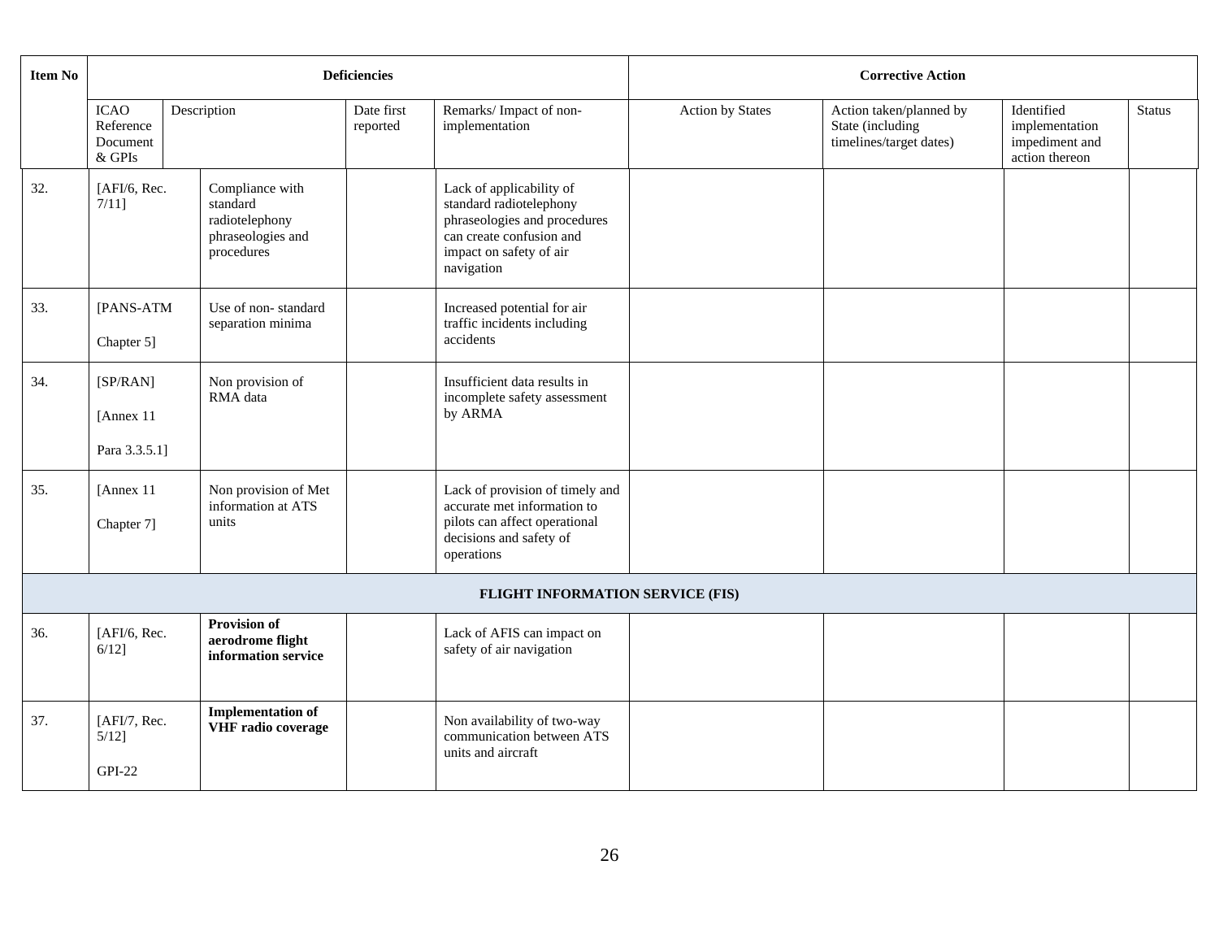| Item No | Deficiencies | | | | Corrective Action | | | |
|---|---|---|---|---|---|---|---|---|
| | ICAO Reference Document & GPIs | Description | Date first reported | Remarks/ Impact of non-implementation | Action by States | Action taken/planned by State (including timelines/target dates) | Identified implementation impediment and action thereon | Status |
| 32. | [AFI/6, Rec. 7/11] | Compliance with standard radiotelephony phraseologies and procedures | | Lack of applicability of standard radiotelephony phraseologies and procedures can create confusion and impact on safety of air navigation | | | | |
| 33. | [PANS-ATM Chapter 5] | Use of non- standard separation minima | | Increased potential for air traffic incidents including accidents | | | | |
| 34. | [SP/RAN] [Annex 11 Para 3.3.5.1] | Non provision of RMA data | | Insufficient data results in incomplete safety assessment by ARMA | | | | |
| 35. | [Annex 11 Chapter 7] | Non provision of Met information at ATS units | | Lack of provision of timely and accurate met information to pilots can affect operational decisions and safety of operations | | | | |
| **FLIGHT INFORMATION SERVICE (FIS)** | | | | | | | | |
| 36. | [AFI/6, Rec. 6/12] | **Provision of aerodrome flight information service** | | Lack of AFIS can impact on safety of air navigation | | | | |
| 37. | [AFI/7, Rec. 5/12] GPI-22 | **Implementation of VHF radio coverage** | | Non availability of two-way communication between ATS units and aircraft | | | | |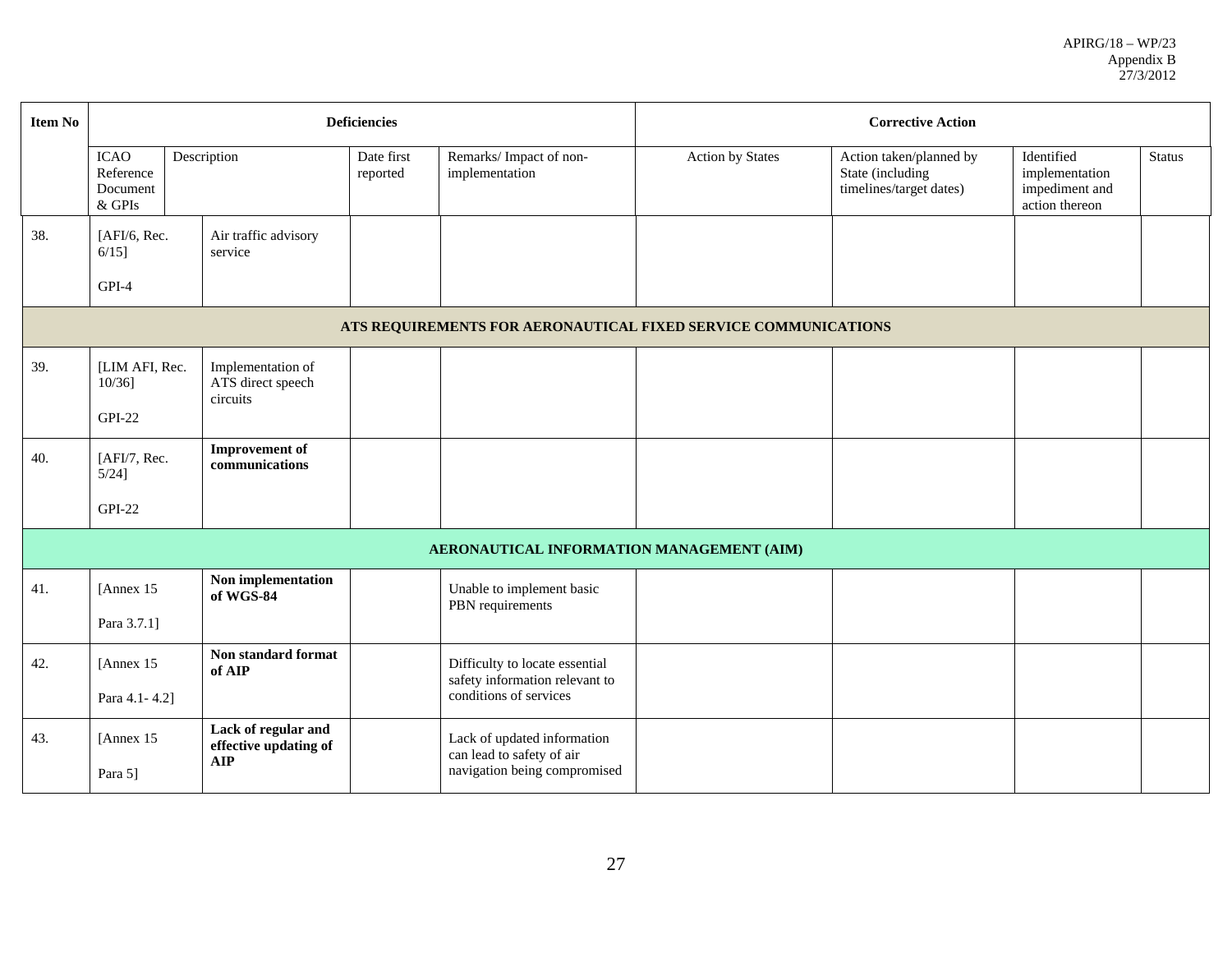| Item No | Deficiencies | | | | Corrective Action | | | |
|---|---|---|---|---|---|---|---|---|
| | ICAO Reference Document & GPIs | Description | Date first reported | Remarks/ Impact of non-implementation | Action by States | Action taken/planned by State (including timelines/target dates) | Identified implementation impediment and action thereon | Status |
| 38. | [AFI/6, Rec. 6/15] GPI-4 | Air traffic advisory service | | | | | | |
| **ATS REQUIREMENTS FOR AERONAUTICAL FIXED SERVICE COMMUNICATIONS** | | | | | | | | |
| 39. | [LIM AFI, Rec. 10/36] GPI-22 | Implementation of ATS direct speech circuits | | | | | | |
| 40. | [AFI/7, Rec. 5/24] GPI-22 | **Improvement of communications** | | | | | | |
| **AERONAUTICAL INFORMATION MANAGEMENT (AIM)** | | | | | | | | |
| 41. | [Annex 15 Para 3.7.1] | **Non implementation of WGS-84** | | Unable to implement basic PBN requirements | | | | |
| 42. | [Annex 15 Para 4.1- 4.2] | **Non standard format of AIP** | | Difficulty to locate essential safety information relevant to conditions of services | | | | |
| 43. | [Annex 15 Para 5] | **Lack of regular and effective updating of AIP** | | Lack of updated information can lead to safety of air navigation being compromised | | | | |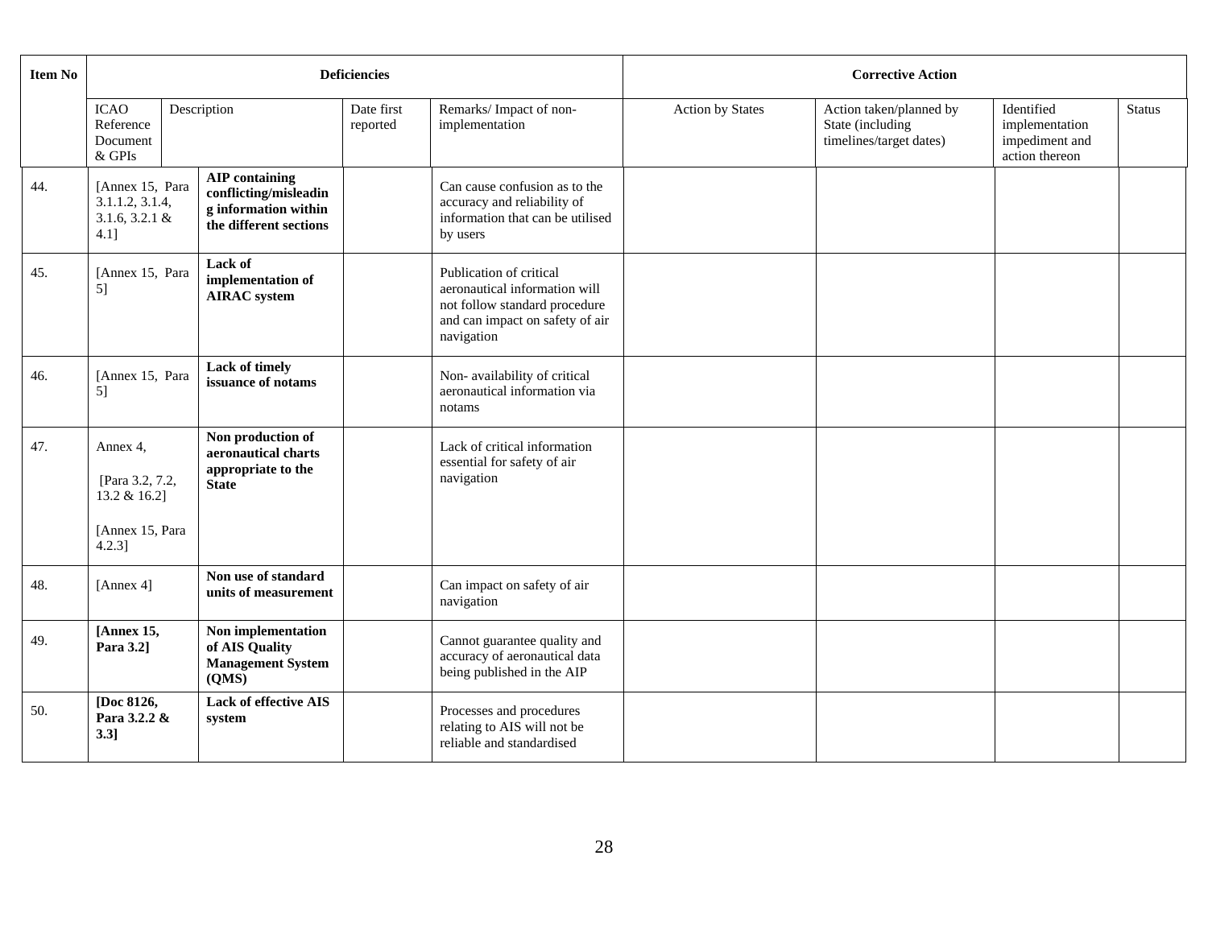| Item No | Deficiencies | | | | Corrective Action | | | |
|---|---|---|---|---|---|---|---|---|
| | ICAO Reference Document & GPIs | Description | Date first reported | Remarks/ Impact of non-implementation | Action by States | Action taken/planned by State (including timelines/target dates) | Identified implementation impediment and action thereon | Status |
| 44. | [Annex 15, Para 3.1.1.2, 3.1.4, 3.1.6, 3.2.1 & 4.1] | **AIP containing conflicting/misleading information within the different sections** | | Can cause confusion as to the accuracy and reliability of information that can be utilised by users | | | | |
| 45. | [Annex 15, Para 5] | **Lack of implementation of AIRAC system** | | Publication of critical aeronautical information will not follow standard procedure and can impact on safety of air navigation | | | | |
| 46. | [Annex 15, Para 5] | **Lack of timely issuance of notams** | | Non- availability of critical aeronautical information via notams | | | | |
| 47. | Annex 4, [Para 3.2, 7.2, 13.2 & 16.2] [Annex 15, Para 4.2.3] | **Non production of aeronautical charts appropriate to the State** | | Lack of critical information essential for safety of air navigation | | | | |
| 48. | [Annex 4] | **Non use of standard units of measurement** | | Can impact on safety of air navigation | | | | |
| 49. | **[Annex 15, Para 3.2]** | **Non implementation of AIS Quality Management System (QMS)** | | Cannot guarantee quality and accuracy of aeronautical data being published in the AIP | | | | |
| 50. | **[Doc 8126, Para 3.2.2 & 3.3]** | **Lack of effective AIS system** | | Processes and procedures relating to AIS will not be reliable and standardised | | | | |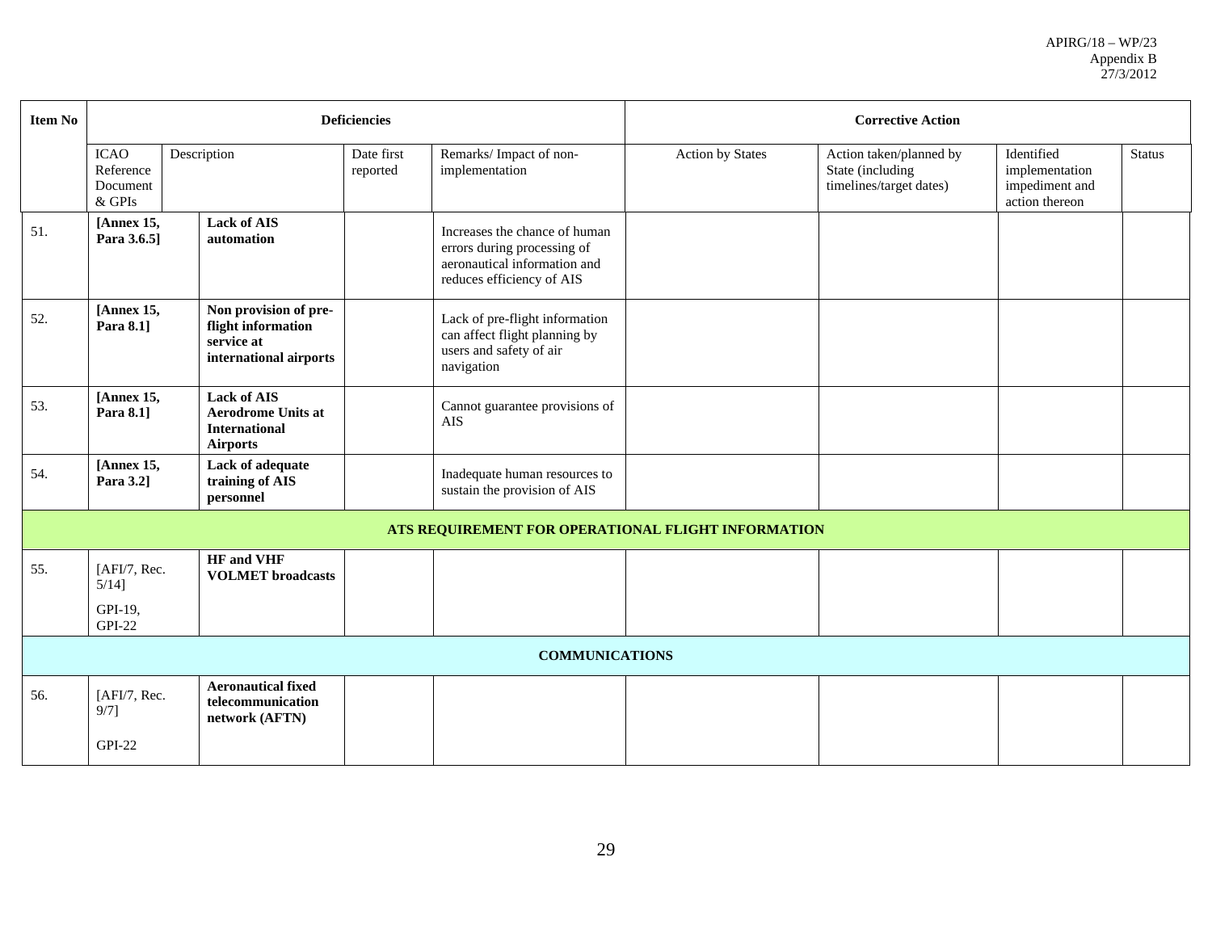| Item No | Deficiencies | | | | Corrective Action | | | |
|---|---|---|---|---|---|---|---|---|
| | ICAO Reference Document & GPIs | Description | Date first reported | Remarks/ Impact of non-implementation | Action by States | Action taken/planned by State (including timelines/target dates) | Identified implementation impediment and action thereon | Status |
| 51. | **[Annex 15, Para 3.6.5]** | **Lack of AIS automation** | | Increases the chance of human errors during processing of aeronautical information and reduces efficiency of AIS | | | | |
| 52. | **[Annex 15, Para 8.1]** | **Non provision of pre-flight information service at international airports** | | Lack of pre-flight information can affect flight planning by users and safety of air navigation | | | | |
| 53. | **[Annex 15, Para 8.1]** | **Lack of AIS Aerodrome Units at International Airports** | | Cannot guarantee provisions of AIS | | | | |
| 54. | **[Annex 15, Para 3.2]** | **Lack of adequate training of AIS personnel** | | Inadequate human resources to sustain the provision of AIS | | | | |
| **ATS REQUIREMENT FOR OPERATIONAL FLIGHT INFORMATION** | | | | | | | | |
| 55. | [AFI/7, Rec. 5/14] GPI-19, GPI-22 | **HF and VHF VOLMET broadcasts** | | | | | | |
| **COMMUNICATIONS** | | | | | | | | |
| 56. | [AFI/7, Rec. 9/7] GPI-22 | **Aeronautical fixed telecommunication network (AFTN)** | | | | | | |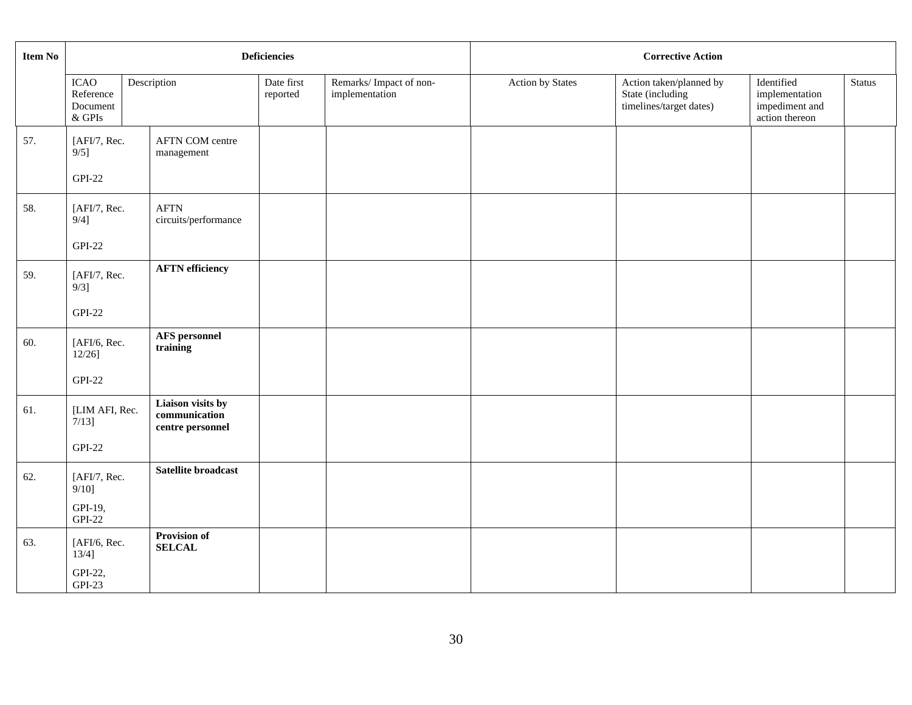| Item No | Deficiencies | | | | Corrective Action | | | |
|---|---|---|---|---|---|---|---|---|
| | ICAO Reference Document & GPIs | Description | Date first reported | Remarks/ Impact of non-implementation | Action by States | Action taken/planned by State (including timelines/target dates) | Identified implementation impediment and action thereon | Status |
| 57. | [AFI/7, Rec. 9/5] GPI-22 | AFTN COM centre management | | | | | | |
| 58. | [AFI/7, Rec. 9/4] GPI-22 | AFTN circuits/performance | | | | | | |
| 59. | [AFI/7, Rec. 9/3] GPI-22 | **AFTN efficiency** | | | | | | |
| 60. | [AFI/6, Rec. 12/26] GPI-22 | **AFS personnel training** | | | | | | |
| 61. | [LIM AFI, Rec. 7/13] GPI-22 | **Liaison visits by communication centre personnel** | | | | | | |
| 62. | [AFI/7, Rec. 9/10] GPI-19, GPI-22 | **Satellite broadcast** | | | | | | |
| 63. | [AFI/6, Rec. 13/4] GPI-22, GPI-23 | **Provision of SELCAL** | | | | | | |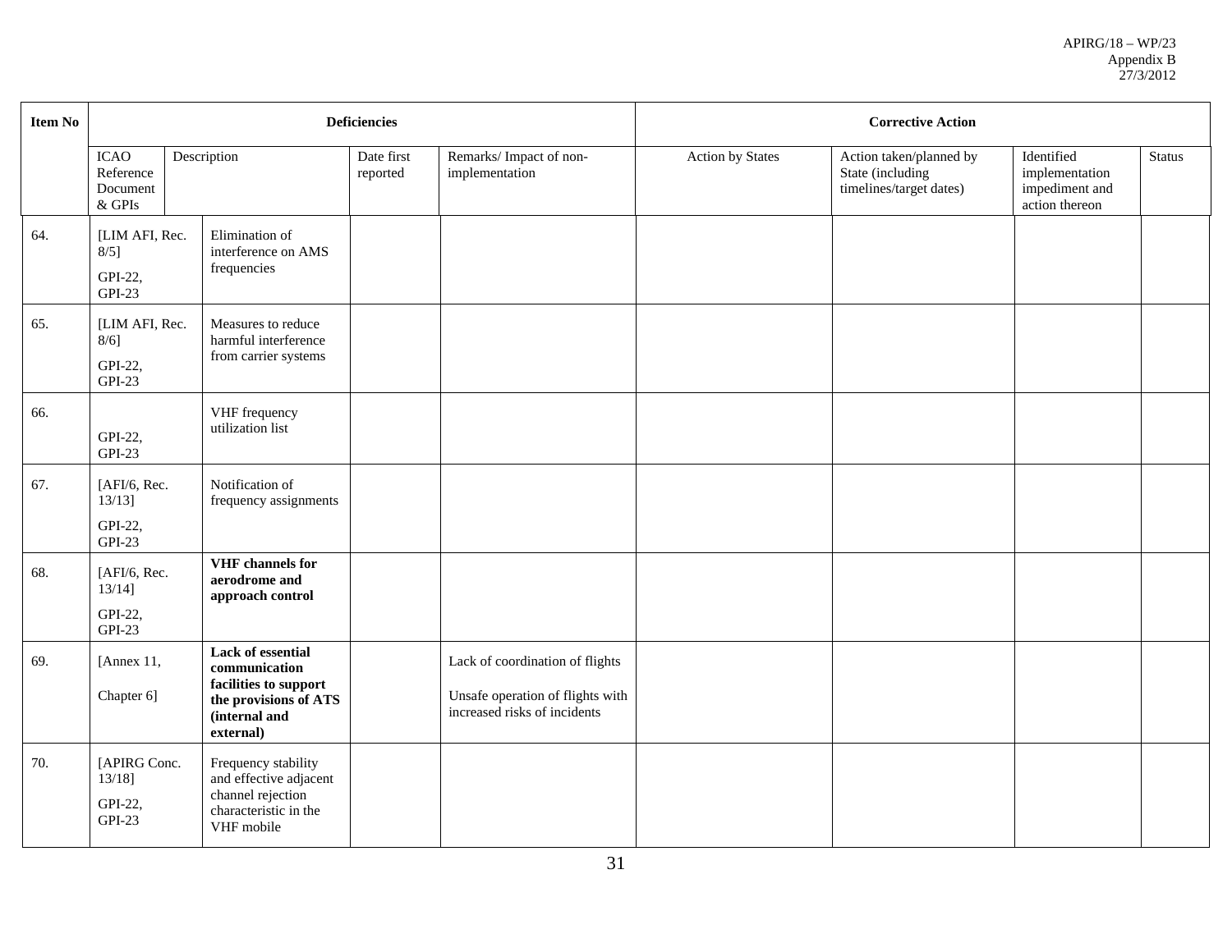| Item No | Deficiencies | | | | Corrective Action | | | |
|---|---|---|---|---|---|---|---|---|
| | ICAO Reference Document & GPIs | Description | Date first reported | Remarks/ Impact of non-implementation | Action by States | Action taken/planned by State (including timelines/target dates) | Identified implementation impediment and action thereon | Status |
| 64. | [LIM AFI, Rec. 8/5] GPI-22, GPI-23 | Elimination of interference on AMS frequencies | | | | | | |
| 65. | [LIM AFI, Rec. 8/6] GPI-22, GPI-23 | Measures to reduce harmful interference from carrier systems | | | | | | |
| 66. | GPI-22, GPI-23 | VHF frequency utilization list | | | | | | |
| 67. | [AFI/6, Rec. 13/13] GPI-22, GPI-23 | Notification of frequency assignments | | | | | | |
| 68. | [AFI/6, Rec. 13/14] GPI-22, GPI-23 | **VHF channels for aerodrome and approach control** | | | | | | |
| 69. | [Annex 11, Chapter 6] | **Lack of essential communication facilities to support the provisions of ATS (internal and external)** | | Lack of coordination of flights<br><br>Unsafe operation of flights with increased risks of incidents | | | | |
| 70. | [APIRG Conc. 13/18] GPI-22, GPI-23 | Frequency stability and effective adjacent channel rejection characteristic in the VHF mobile | | | | | | |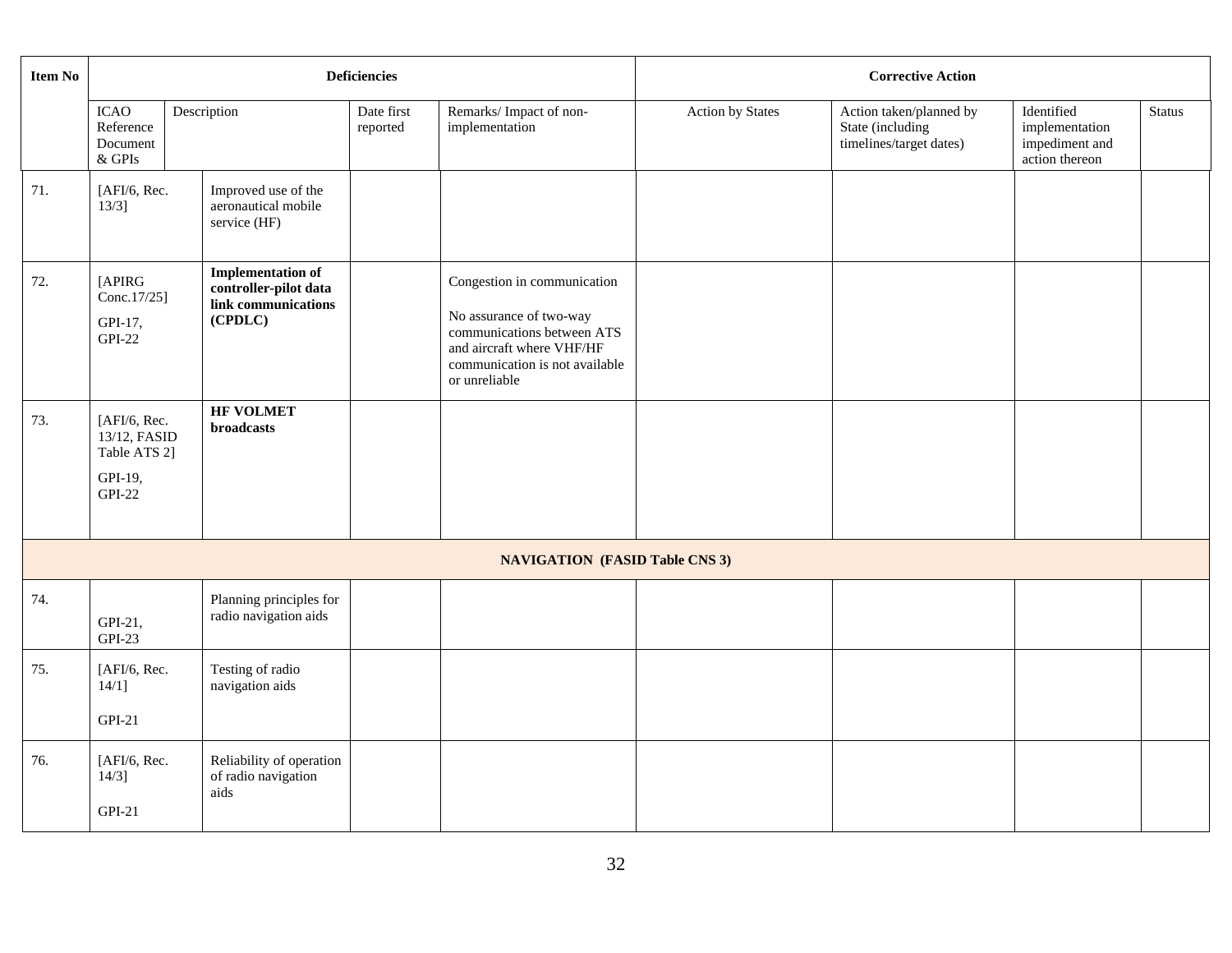| Item No | Deficiencies | | | | Corrective Action | | | |
|---|---|---|---|---|---|---|---|---|
| | ICAO Reference Document & GPIs | Description | Date first reported | Remarks/ Impact of non-implementation | Action by States | Action taken/planned by State (including timelines/target dates) | Identified implementation impediment and action thereon | Status |
| 71. | [AFI/6, Rec. 13/3] | Improved use of the aeronautical mobile service (HF) | | | | | | |
| 72. | [APIRG Conc.17/25] GPI-17, GPI-22 | **Implementation of controller-pilot data link communications (CPDLC)** | | Congestion in communication<br><br>No assurance of two-way communications between ATS and aircraft where VHF/HF communication is not available or unreliable | | | | |
| 73. | [AFI/6, Rec. 13/12, FASID Table ATS 2] GPI-19, GPI-22 | **HF VOLMET broadcasts** | | | | | | |
| **NAVIGATION (FASID Table CNS 3)** | | | | | | | | |
| 74. | GPI-21, GPI-23 | Planning principles for radio navigation aids | | | | | | |
| 75. | [AFI/6, Rec. 14/1] GPI-21 | Testing of radio navigation aids | | | | | | |
| 76. | [AFI/6, Rec. 14/3] GPI-21 | Reliability of operation of radio navigation aids | | | | | | |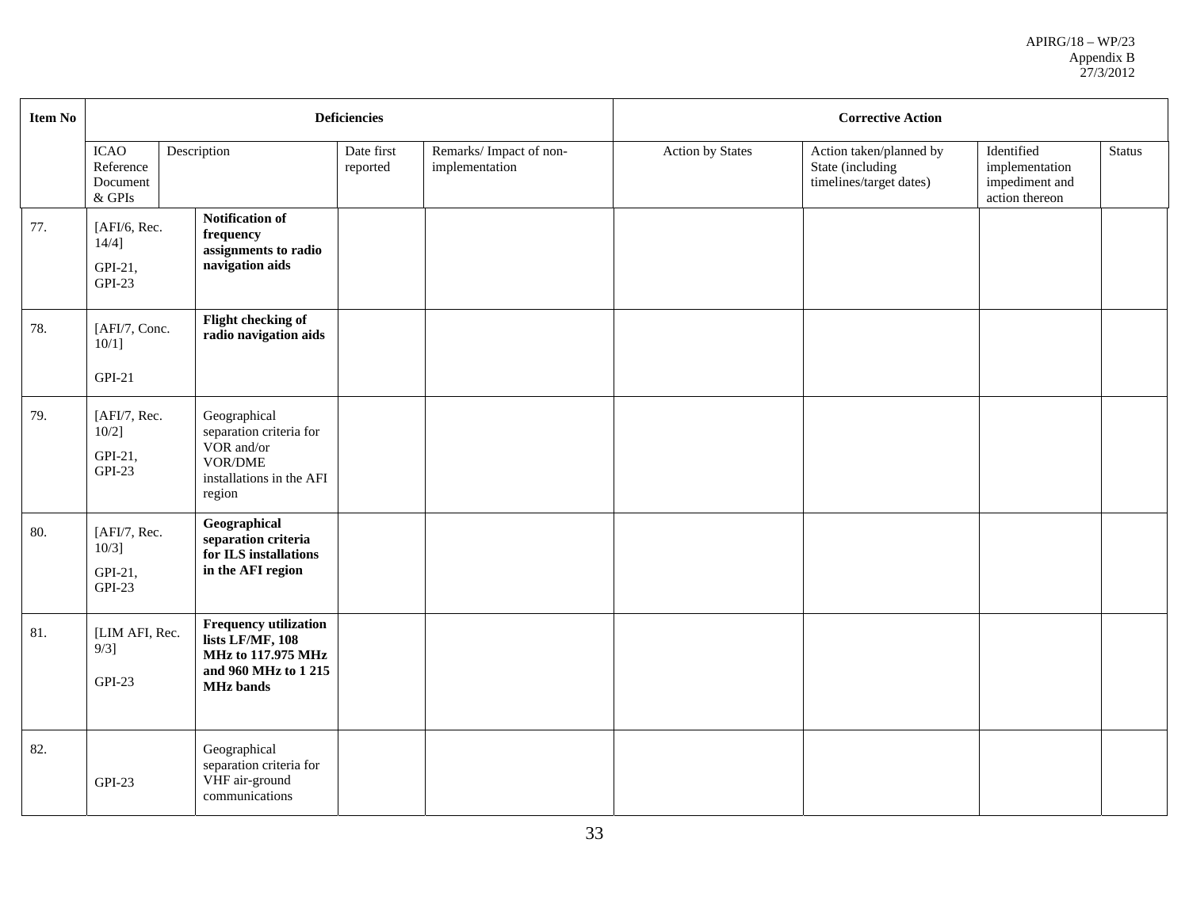| Item No | Deficiencies | | | | Corrective Action | | | |
|---|---|---|---|---|---|---|---|---|
| | ICAO Reference Document & GPIs | Description | Date first reported | Remarks/ Impact of non-implementation | Action by States | Action taken/planned by State (including timelines/target dates) | Identified implementation impediment and action thereon | Status |
| 77. | [AFI/6, Rec. 14/4] GPI-21, GPI-23 | **Notification of frequency assignments to radio navigation aids** | | | | | | |
| 78. | [AFI/7, Conc. 10/1] GPI-21 | **Flight checking of radio navigation aids** | | | | | | |
| 79. | [AFI/7, Rec. 10/2] GPI-21, GPI-23 | Geographical separation criteria for VOR and/or VOR/DME installations in the AFI region | | | | | | |
| 80. | [AFI/7, Rec. 10/3] GPI-21, GPI-23 | **Geographical separation criteria for ILS installations in the AFI region** | | | | | | |
| 81. | [LIM AFI, Rec. 9/3] GPI-23 | **Frequency utilization lists LF/MF, 108 MHz to 117.975 MHz and 960 MHz to 1 215 MHz bands** | | | | | | |
| 82. | GPI-23 | Geographical separation criteria for VHF air-ground communications | | | | | | |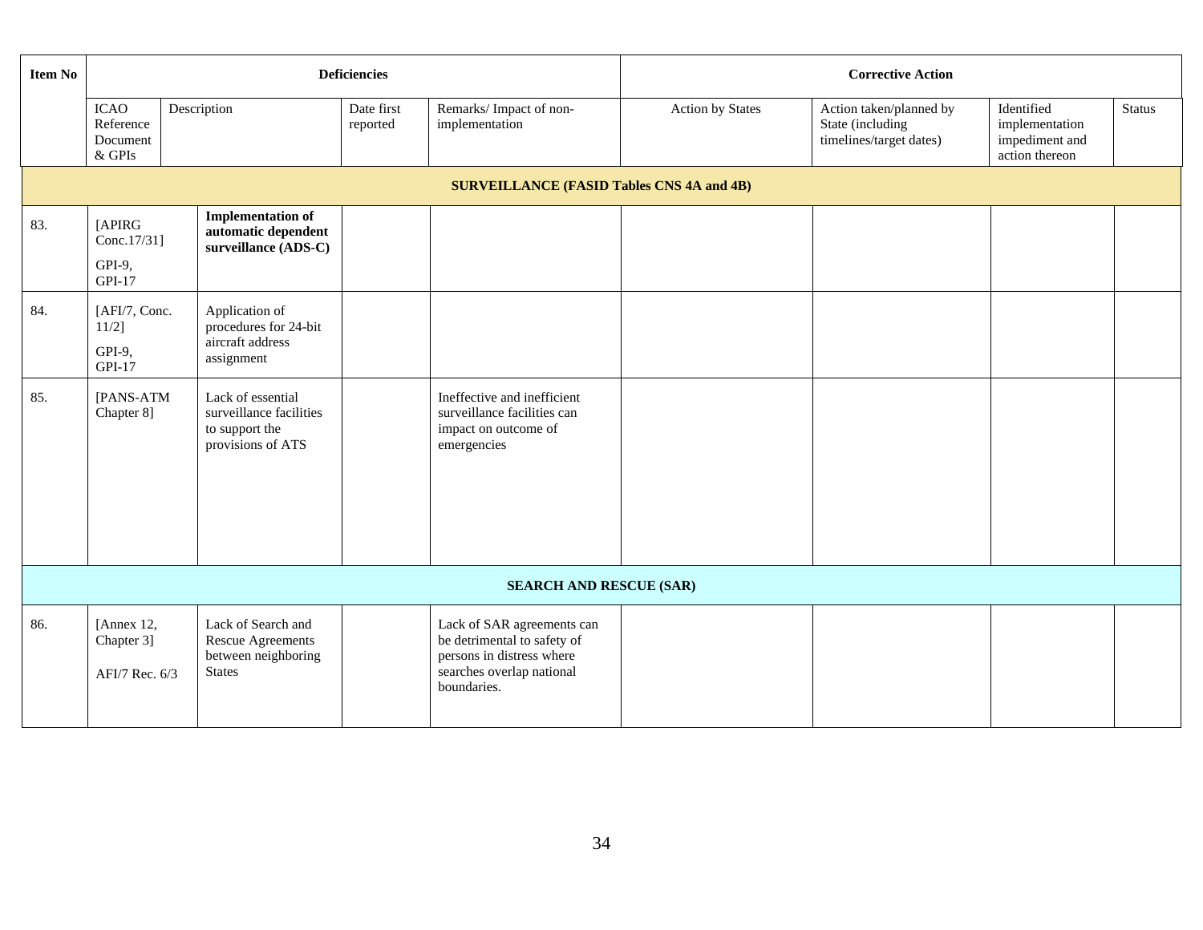| Item No | Deficiencies | | | | Corrective Action | | | |
|---|---|---|---|---|---|---|---|---|
| | ICAO Reference Document & GPIs | Description | Date first reported | Remarks/ Impact of non-implementation | Action by States | Action taken/planned by State (including timelines/target dates) | Identified implementation impediment and action thereon | Status |
| **SURVEILLANCE (FASID Tables CNS 4A and 4B)** | | | | | | | | |
| 83. | [APIRG Conc.17/31] GPI-9, GPI-17 | **Implementation of automatic dependent surveillance (ADS-C)** | | | | | | |
| 84. | [AFI/7, Conc. 11/2] GPI-9, GPI-17 | Application of procedures for 24-bit aircraft address assignment | | | | | | |
| 85. | [PANS-ATM Chapter 8] | Lack of essential surveillance facilities to support the provisions of ATS | | Ineffective and inefficient surveillance facilities can impact on outcome of emergencies | | | | |
| **SEARCH AND RESCUE (SAR)** | | | | | | | | |
| 86. | [Annex 12, Chapter 3] AFI/7 Rec. 6/3 | Lack of Search and Rescue Agreements between neighboring States | | Lack of SAR agreements can be detrimental to safety of persons in distress where searches overlap national boundaries. | | | | |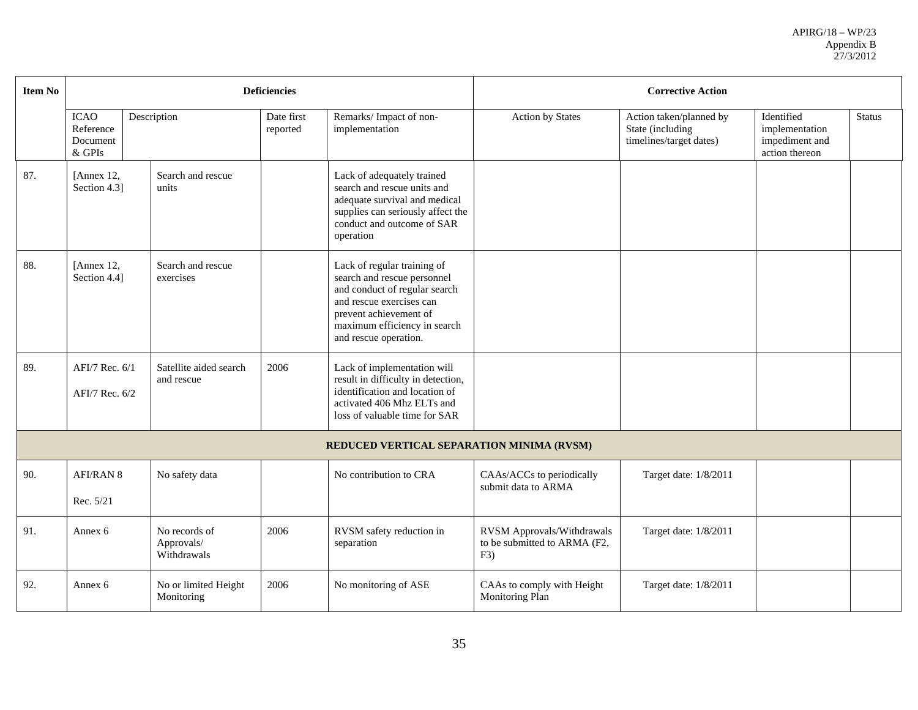| Item No | Deficiencies | | | | Corrective Action | | | |
|---|---|---|---|---|---|---|---|---|
| | ICAO Reference Document & GPIs | Description | Date first reported | Remarks/ Impact of non-implementation | Action by States | Action taken/planned by State (including timelines/target dates) | Identified implementation impediment and action thereon | Status |
| 87. | [Annex 12, Section 4.3] | Search and rescue units | | Lack of adequately trained search and rescue units and adequate survival and medical supplies can seriously affect the conduct and outcome of SAR operation | | | | |
| 88. | [Annex 12, Section 4.4] | Search and rescue exercises | | Lack of regular training of search and rescue personnel and conduct of regular search and rescue exercises can prevent achievement of maximum efficiency in search and rescue operation. | | | | |
| 89. | AFI/7 Rec. 6/1<br>AFI/7 Rec. 6/2 | Satellite aided search and rescue | 2006 | Lack of implementation will result in difficulty in detection, identification and location of activated 406 Mhz ELTs and loss of valuable time for SAR | | | | |
| **REDUCED VERTICAL SEPARATION MINIMA (RVSM)** | | | | | | | | |
| 90. | AFI/RAN 8<br>Rec. 5/21 | No safety data | | No contribution to CRA | CAAs/ACCs to periodically submit data to ARMA | Target date: 1/8/2011 | | |
| 91. | Annex 6 | No records of Approvals/ Withdrawals | 2006 | RVSM safety reduction in separation | RVSM Approvals/Withdrawals to be submitted to ARMA (F2, F3) | Target date: 1/8/2011 | | |
| 92. | Annex 6 | No or limited Height Monitoring | 2006 | No monitoring of ASE | CAAs to comply with Height Monitoring Plan | Target date: 1/8/2011 | | |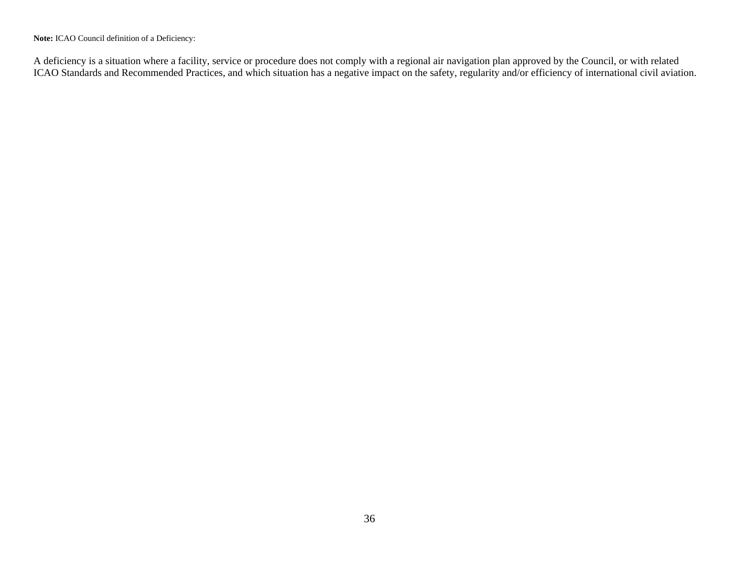**Note:** ICAO Council definition of a Deficiency:

A deficiency is a situation where a facility, service or procedure does not comply with a regional air navigation plan approved by the Council, or with related ICAO Standards and Recommended Practices, and which situation has a negative impact on the safety, regularity and/or efficiency of international civil aviation.